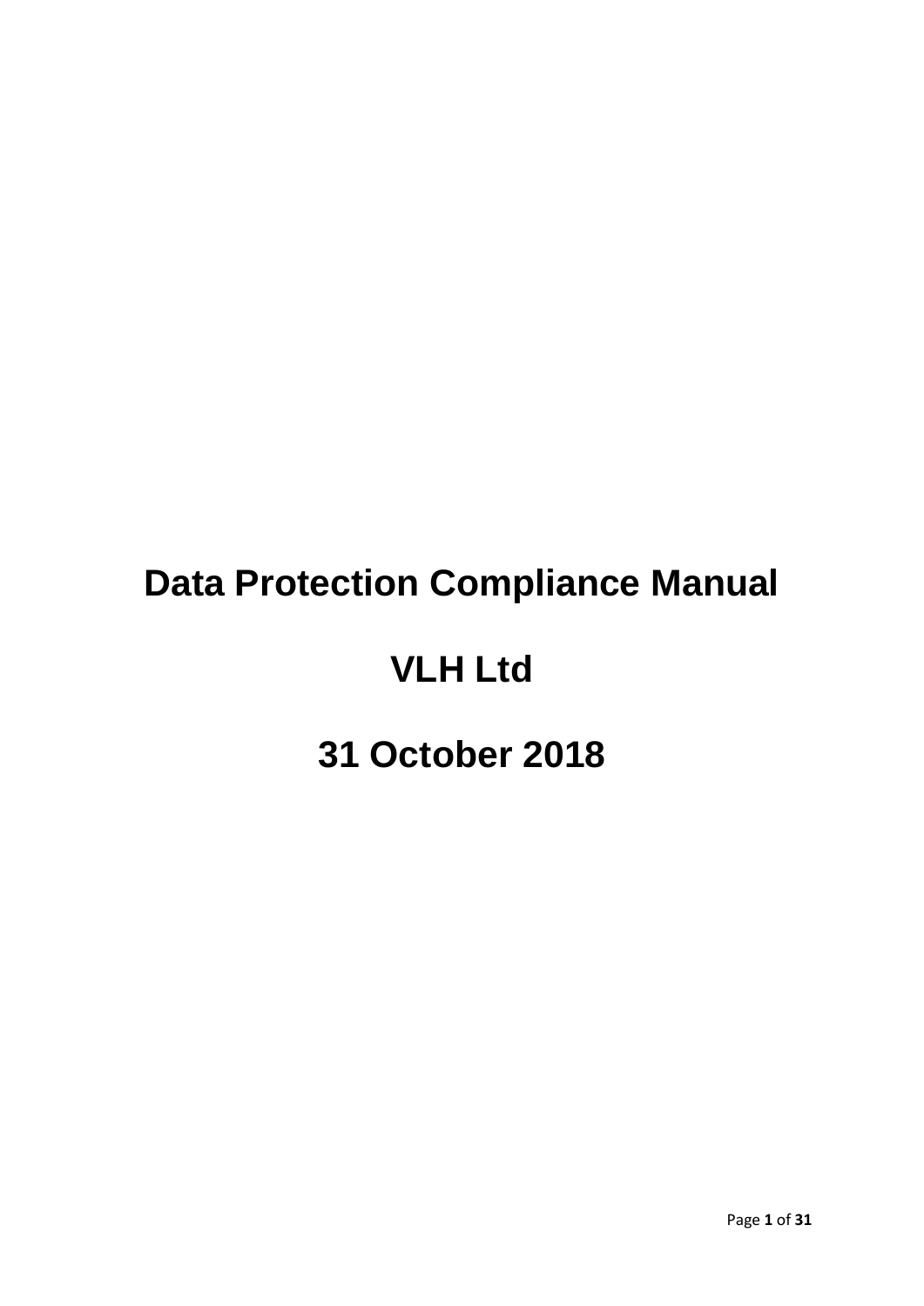# Data Protection Compliance Manual

# VLH Ltd

# 31 October 2018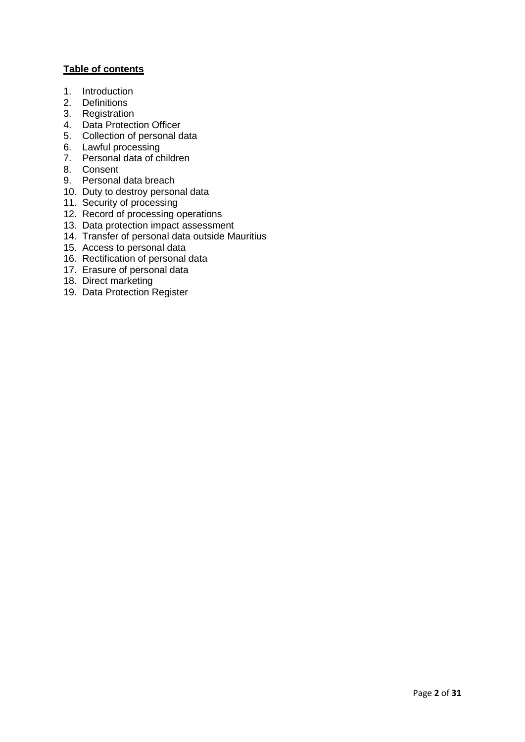**Table of contents**

1. Introduction
2. Definitions
3. Registration
4. Data Protection Officer
5. Collection of personal data
6. Lawful processing
7. Personal data of children
8. Consent
9. Personal data breach
10. Duty to destroy personal data
11. Security of processing
12. Record of processing operations
13. Data protection impact assessment
14. Transfer of personal data outside Mauritius
15. Access to personal data
16. Rectification of personal data
17. Erasure of personal data
18. Direct marketing
19. Data Protection Register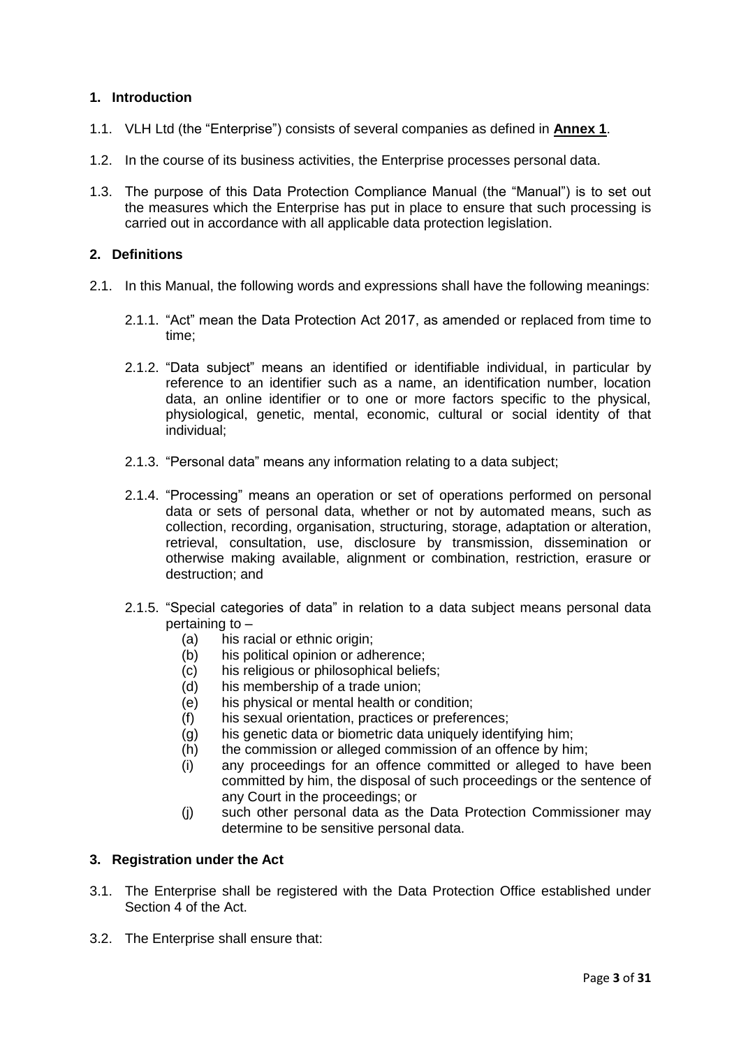## 1. Introduction

1.1. VLH Ltd (the "Enterprise") consists of several companies as defined in **Annex 1**.

1.2. In the course of its business activities, the Enterprise processes personal data.

1.3. The purpose of this Data Protection Compliance Manual (the "Manual") is to set out the measures which the Enterprise has put in place to ensure that such processing is carried out in accordance with all applicable data protection legislation.

## 2. Definitions

2.1. In this Manual, the following words and expressions shall have the following meanings:

2.1.1. "Act" mean the Data Protection Act 2017, as amended or replaced from time to time;

2.1.2. "Data subject" means an identified or identifiable individual, in particular by reference to an identifier such as a name, an identification number, location data, an online identifier or to one or more factors specific to the physical, physiological, genetic, mental, economic, cultural or social identity of that individual;

2.1.3. "Personal data" means any information relating to a data subject;

2.1.4. "Processing" means an operation or set of operations performed on personal data or sets of personal data, whether or not by automated means, such as collection, recording, organisation, structuring, storage, adaptation or alteration, retrieval, consultation, use, disclosure by transmission, dissemination or otherwise making available, alignment or combination, restriction, erasure or destruction; and

2.1.5. "Special categories of data" in relation to a data subject means personal data pertaining to –

(a) his racial or ethnic origin;
(b) his political opinion or adherence;
(c) his religious or philosophical beliefs;
(d) his membership of a trade union;
(e) his physical or mental health or condition;
(f) his sexual orientation, practices or preferences;
(g) his genetic data or biometric data uniquely identifying him;
(h) the commission or alleged commission of an offence by him;
(i) any proceedings for an offence committed or alleged to have been committed by him, the disposal of such proceedings or the sentence of any Court in the proceedings; or
(j) such other personal data as the Data Protection Commissioner may determine to be sensitive personal data.

## 3. Registration under the Act

3.1. The Enterprise shall be registered with the Data Protection Office established under Section 4 of the Act.

3.2. The Enterprise shall ensure that: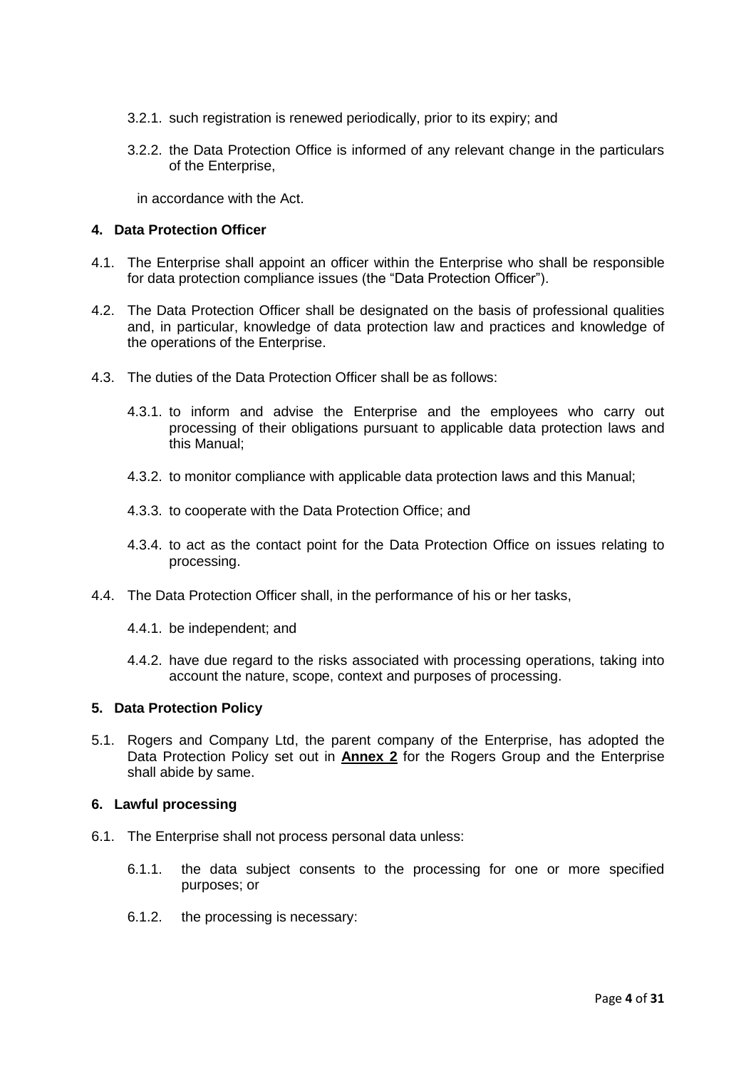3.2.1. such registration is renewed periodically, prior to its expiry; and

3.2.2. the Data Protection Office is informed of any relevant change in the particulars of the Enterprise,

in accordance with the Act.

## 4. Data Protection Officer

4.1. The Enterprise shall appoint an officer within the Enterprise who shall be responsible for data protection compliance issues (the "Data Protection Officer").

4.2. The Data Protection Officer shall be designated on the basis of professional qualities and, in particular, knowledge of data protection law and practices and knowledge of the operations of the Enterprise.

4.3. The duties of the Data Protection Officer shall be as follows:

4.3.1. to inform and advise the Enterprise and the employees who carry out processing of their obligations pursuant to applicable data protection laws and this Manual;

4.3.2. to monitor compliance with applicable data protection laws and this Manual;

4.3.3. to cooperate with the Data Protection Office; and

4.3.4. to act as the contact point for the Data Protection Office on issues relating to processing.

4.4. The Data Protection Officer shall, in the performance of his or her tasks,

4.4.1. be independent; and

4.4.2. have due regard to the risks associated with processing operations, taking into account the nature, scope, context and purposes of processing.

## 5. Data Protection Policy

5.1. Rogers and Company Ltd, the parent company of the Enterprise, has adopted the Data Protection Policy set out in **Annex 2** for the Rogers Group and the Enterprise shall abide by same.

## 6. Lawful processing

6.1. The Enterprise shall not process personal data unless:

6.1.1. the data subject consents to the processing for one or more specified purposes; or

6.1.2. the processing is necessary: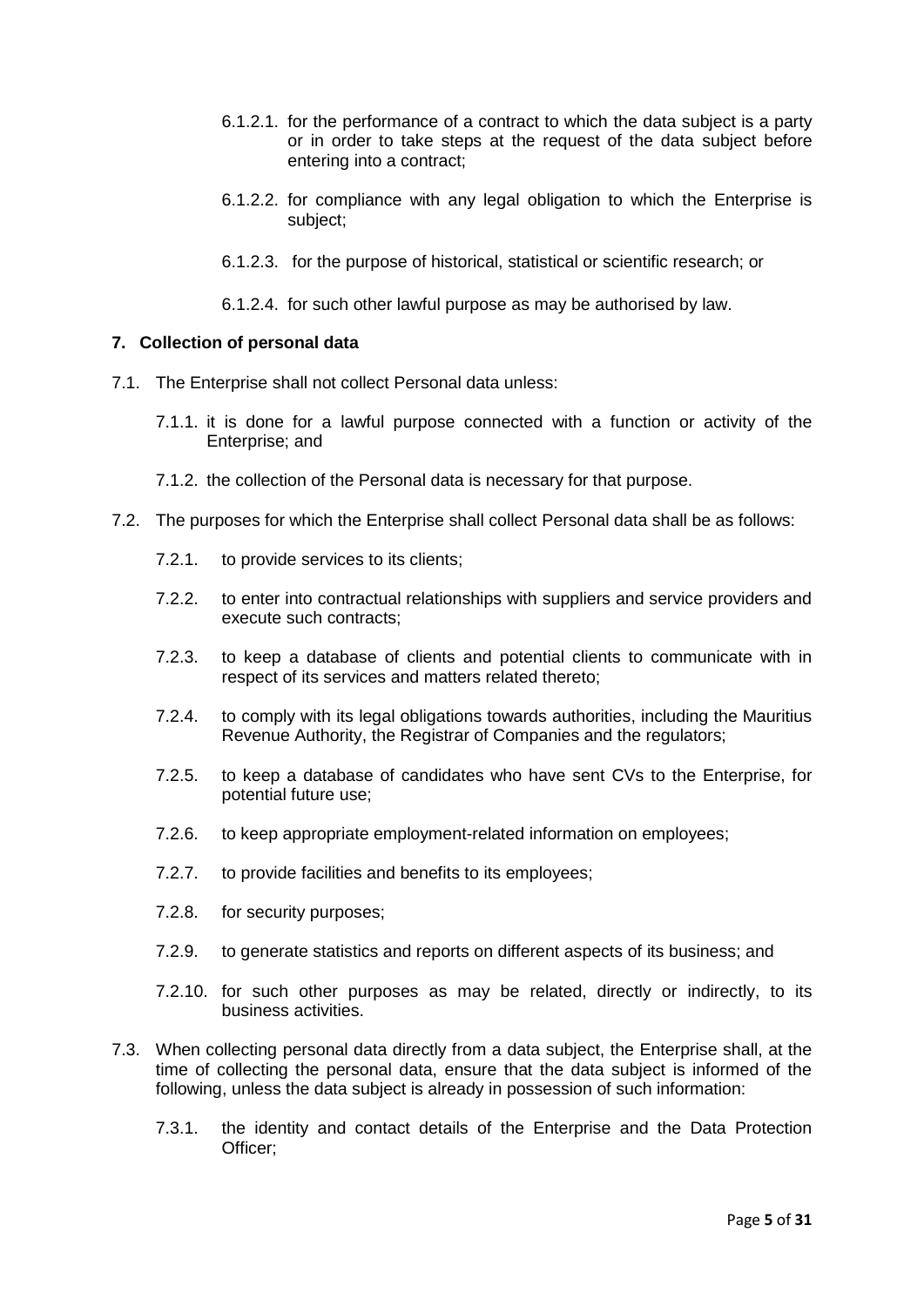6.1.2.1. for the performance of a contract to which the data subject is a party or in order to take steps at the request of the data subject before entering into a contract;

6.1.2.2. for compliance with any legal obligation to which the Enterprise is subject;

6.1.2.3. for the purpose of historical, statistical or scientific research; or

6.1.2.4. for such other lawful purpose as may be authorised by law.

## 7. Collection of personal data

7.1. The Enterprise shall not collect Personal data unless:

7.1.1. it is done for a lawful purpose connected with a function or activity of the Enterprise; and

7.1.2. the collection of the Personal data is necessary for that purpose.

7.2. The purposes for which the Enterprise shall collect Personal data shall be as follows:

7.2.1. to provide services to its clients;

7.2.2. to enter into contractual relationships with suppliers and service providers and execute such contracts;

7.2.3. to keep a database of clients and potential clients to communicate with in respect of its services and matters related thereto;

7.2.4. to comply with its legal obligations towards authorities, including the Mauritius Revenue Authority, the Registrar of Companies and the regulators;

7.2.5. to keep a database of candidates who have sent CVs to the Enterprise, for potential future use;

7.2.6. to keep appropriate employment-related information on employees;

7.2.7. to provide facilities and benefits to its employees;

7.2.8. for security purposes;

7.2.9. to generate statistics and reports on different aspects of its business; and

7.2.10. for such other purposes as may be related, directly or indirectly, to its business activities.

7.3. When collecting personal data directly from a data subject, the Enterprise shall, at the time of collecting the personal data, ensure that the data subject is informed of the following, unless the data subject is already in possession of such information:

7.3.1. the identity and contact details of the Enterprise and the Data Protection Officer;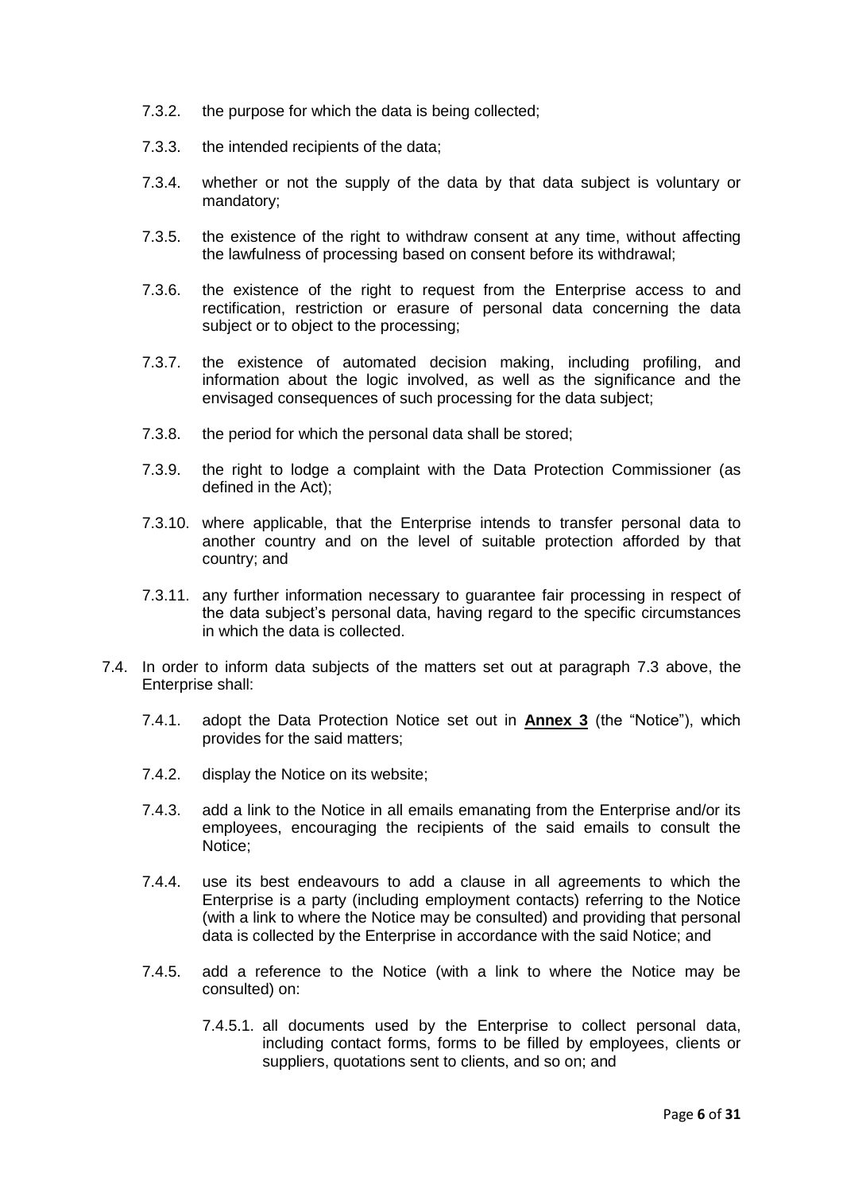- 7.3.2. the purpose for which the data is being collected;
- 7.3.3. the intended recipients of the data;
- 7.3.4. whether or not the supply of the data by that data subject is voluntary or mandatory;
- 7.3.5. the existence of the right to withdraw consent at any time, without affecting the lawfulness of processing based on consent before its withdrawal;
- 7.3.6. the existence of the right to request from the Enterprise access to and rectification, restriction or erasure of personal data concerning the data subject or to object to the processing;
- 7.3.7. the existence of automated decision making, including profiling, and information about the logic involved, as well as the significance and the envisaged consequences of such processing for the data subject;
- 7.3.8. the period for which the personal data shall be stored;
- 7.3.9. the right to lodge a complaint with the Data Protection Commissioner (as defined in the Act);
- 7.3.10. where applicable, that the Enterprise intends to transfer personal data to another country and on the level of suitable protection afforded by that country; and
- 7.3.11. any further information necessary to guarantee fair processing in respect of the data subject's personal data, having regard to the specific circumstances in which the data is collected.

7.4. In order to inform data subjects of the matters set out at paragraph 7.3 above, the Enterprise shall:

- 7.4.1. adopt the Data Protection Notice set out in **Annex 3** (the "Notice"), which provides for the said matters;
- 7.4.2. display the Notice on its website;
- 7.4.3. add a link to the Notice in all emails emanating from the Enterprise and/or its employees, encouraging the recipients of the said emails to consult the Notice;
- 7.4.4. use its best endeavours to add a clause in all agreements to which the Enterprise is a party (including employment contacts) referring to the Notice (with a link to where the Notice may be consulted) and providing that personal data is collected by the Enterprise in accordance with the said Notice; and
- 7.4.5. add a reference to the Notice (with a link to where the Notice may be consulted) on:
  - 7.4.5.1. all documents used by the Enterprise to collect personal data, including contact forms, forms to be filled by employees, clients or suppliers, quotations sent to clients, and so on; and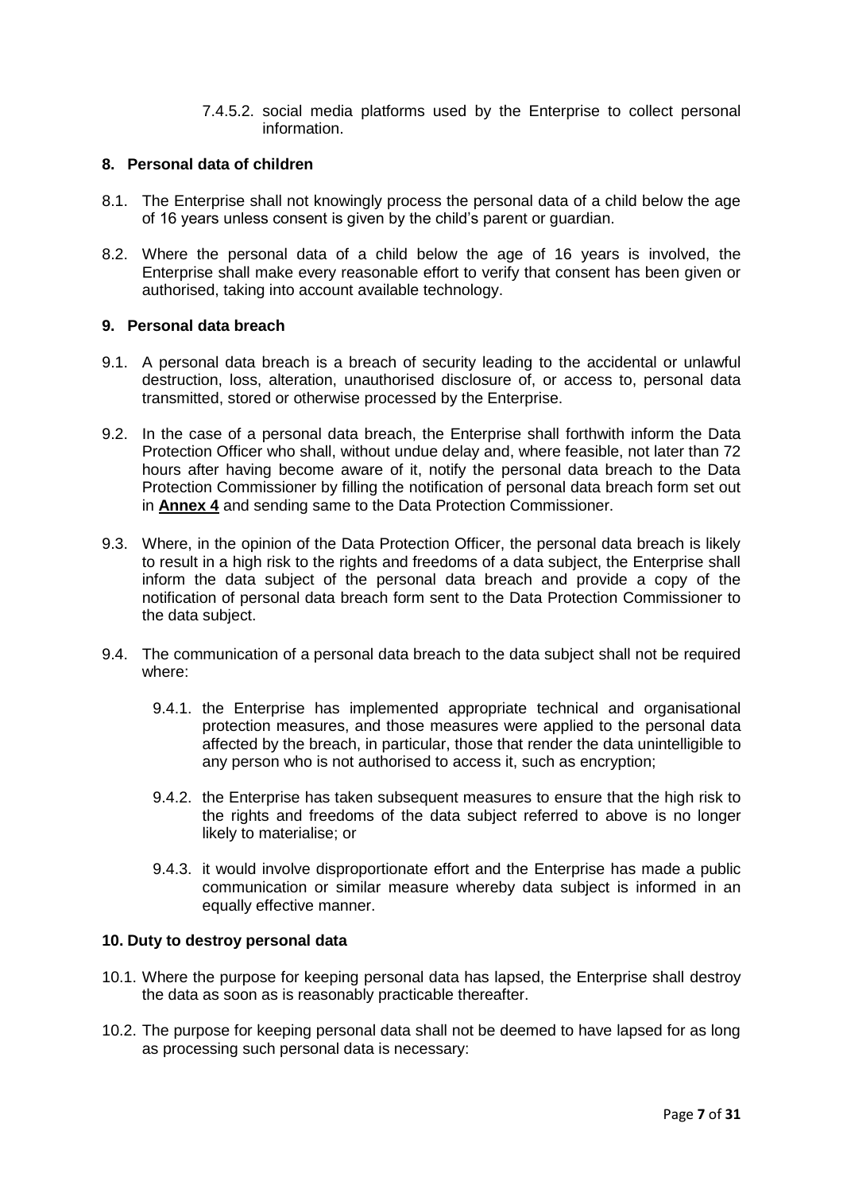7.4.5.2. social media platforms used by the Enterprise to collect personal information.

## 8. Personal data of children

8.1. The Enterprise shall not knowingly process the personal data of a child below the age of 16 years unless consent is given by the child's parent or guardian.

8.2. Where the personal data of a child below the age of 16 years is involved, the Enterprise shall make every reasonable effort to verify that consent has been given or authorised, taking into account available technology.

## 9. Personal data breach

9.1. A personal data breach is a breach of security leading to the accidental or unlawful destruction, loss, alteration, unauthorised disclosure of, or access to, personal data transmitted, stored or otherwise processed by the Enterprise.

9.2. In the case of a personal data breach, the Enterprise shall forthwith inform the Data Protection Officer who shall, without undue delay and, where feasible, not later than 72 hours after having become aware of it, notify the personal data breach to the Data Protection Commissioner by filling the notification of personal data breach form set out in **Annex 4** and sending same to the Data Protection Commissioner.

9.3. Where, in the opinion of the Data Protection Officer, the personal data breach is likely to result in a high risk to the rights and freedoms of a data subject, the Enterprise shall inform the data subject of the personal data breach and provide a copy of the notification of personal data breach form sent to the Data Protection Commissioner to the data subject.

9.4. The communication of a personal data breach to the data subject shall not be required where:

9.4.1. the Enterprise has implemented appropriate technical and organisational protection measures, and those measures were applied to the personal data affected by the breach, in particular, those that render the data unintelligible to any person who is not authorised to access it, such as encryption;

9.4.2. the Enterprise has taken subsequent measures to ensure that the high risk to the rights and freedoms of the data subject referred to above is no longer likely to materialise; or

9.4.3. it would involve disproportionate effort and the Enterprise has made a public communication or similar measure whereby data subject is informed in an equally effective manner.

## 10. Duty to destroy personal data

10.1. Where the purpose for keeping personal data has lapsed, the Enterprise shall destroy the data as soon as is reasonably practicable thereafter.

10.2. The purpose for keeping personal data shall not be deemed to have lapsed for as long as processing such personal data is necessary: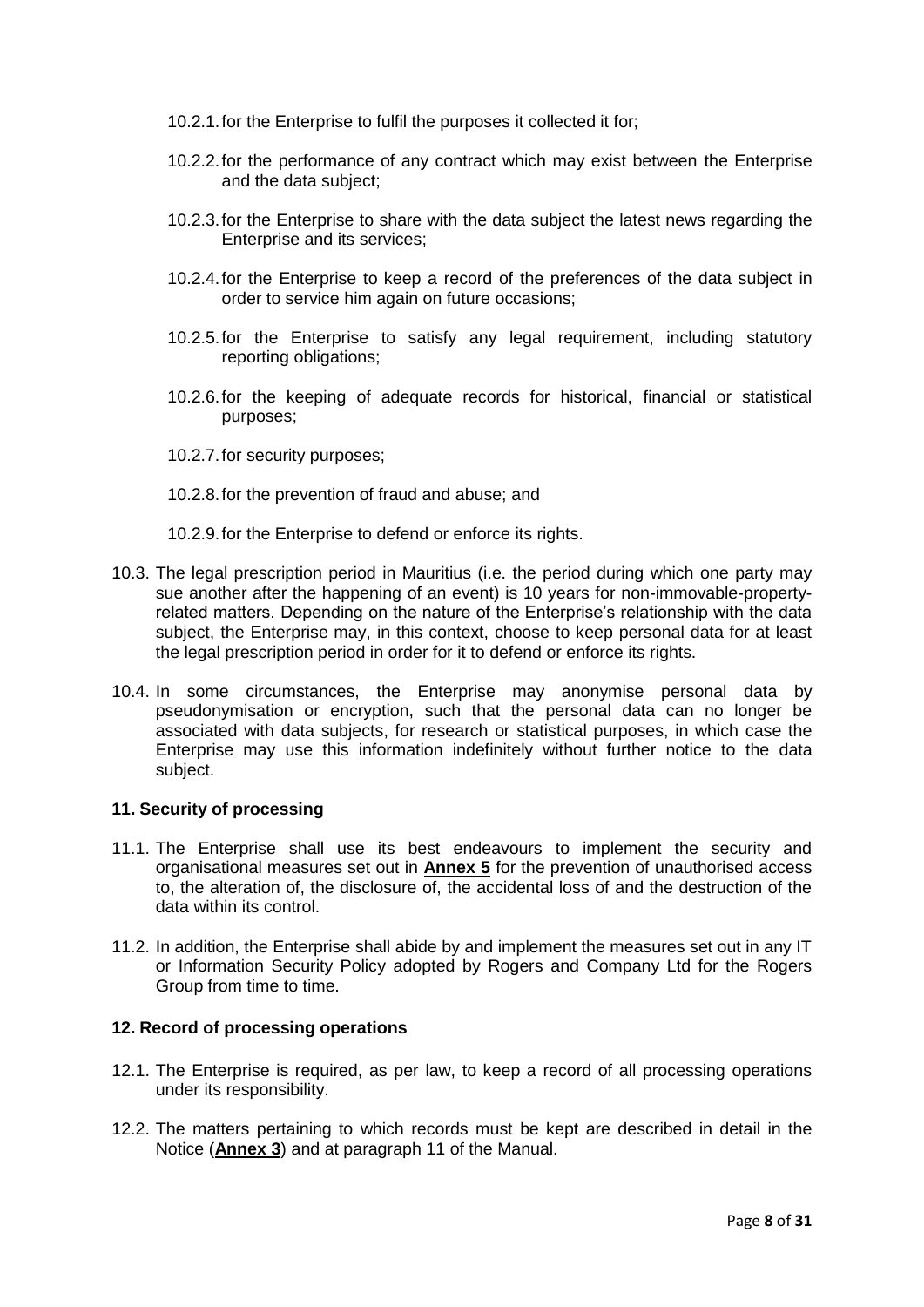10.2.1. for the Enterprise to fulfil the purposes it collected it for;

10.2.2. for the performance of any contract which may exist between the Enterprise and the data subject;

10.2.3. for the Enterprise to share with the data subject the latest news regarding the Enterprise and its services;

10.2.4. for the Enterprise to keep a record of the preferences of the data subject in order to service him again on future occasions;

10.2.5. for the Enterprise to satisfy any legal requirement, including statutory reporting obligations;

10.2.6. for the keeping of adequate records for historical, financial or statistical purposes;

10.2.7. for security purposes;

10.2.8. for the prevention of fraud and abuse; and

10.2.9. for the Enterprise to defend or enforce its rights.

10.3. The legal prescription period in Mauritius (i.e. the period during which one party may sue another after the happening of an event) is 10 years for non-immovable-property-related matters. Depending on the nature of the Enterprise's relationship with the data subject, the Enterprise may, in this context, choose to keep personal data for at least the legal prescription period in order for it to defend or enforce its rights.

10.4. In some circumstances, the Enterprise may anonymise personal data by pseudonymisation or encryption, such that the personal data can no longer be associated with data subjects, for research or statistical purposes, in which case the Enterprise may use this information indefinitely without further notice to the data subject.

## 11. Security of processing

11.1. The Enterprise shall use its best endeavours to implement the security and organisational measures set out in **Annex 5** for the prevention of unauthorised access to, the alteration of, the disclosure of, the accidental loss of and the destruction of the data within its control.

11.2. In addition, the Enterprise shall abide by and implement the measures set out in any IT or Information Security Policy adopted by Rogers and Company Ltd for the Rogers Group from time to time.

## 12. Record of processing operations

12.1. The Enterprise is required, as per law, to keep a record of all processing operations under its responsibility.

12.2. The matters pertaining to which records must be kept are described in detail in the Notice (**Annex 3**) and at paragraph 11 of the Manual.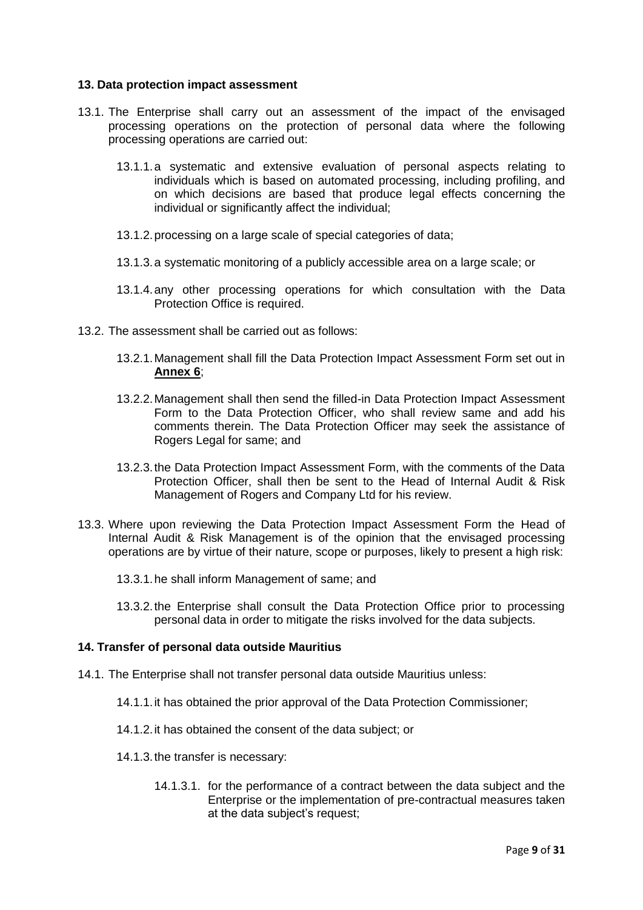## 13. Data protection impact assessment

13.1. The Enterprise shall carry out an assessment of the impact of the envisaged processing operations on the protection of personal data where the following processing operations are carried out:

- 13.1.1. a systematic and extensive evaluation of personal aspects relating to individuals which is based on automated processing, including profiling, and on which decisions are based that produce legal effects concerning the individual or significantly affect the individual;
- 13.1.2. processing on a large scale of special categories of data;
- 13.1.3. a systematic monitoring of a publicly accessible area on a large scale; or
- 13.1.4. any other processing operations for which consultation with the Data Protection Office is required.

13.2. The assessment shall be carried out as follows:

- 13.2.1. Management shall fill the Data Protection Impact Assessment Form set out in **Annex 6**;
- 13.2.2. Management shall then send the filled-in Data Protection Impact Assessment Form to the Data Protection Officer, who shall review same and add his comments therein. The Data Protection Officer may seek the assistance of Rogers Legal for same; and
- 13.2.3. the Data Protection Impact Assessment Form, with the comments of the Data Protection Officer, shall then be sent to the Head of Internal Audit & Risk Management of Rogers and Company Ltd for his review.

13.3. Where upon reviewing the Data Protection Impact Assessment Form the Head of Internal Audit & Risk Management is of the opinion that the envisaged processing operations are by virtue of their nature, scope or purposes, likely to present a high risk:

- 13.3.1. he shall inform Management of same; and
- 13.3.2. the Enterprise shall consult the Data Protection Office prior to processing personal data in order to mitigate the risks involved for the data subjects.

## 14. Transfer of personal data outside Mauritius

14.1. The Enterprise shall not transfer personal data outside Mauritius unless:

- 14.1.1. it has obtained the prior approval of the Data Protection Commissioner;
- 14.1.2. it has obtained the consent of the data subject; or
- 14.1.3. the transfer is necessary:
  - 14.1.3.1. for the performance of a contract between the data subject and the Enterprise or the implementation of pre-contractual measures taken at the data subject's request;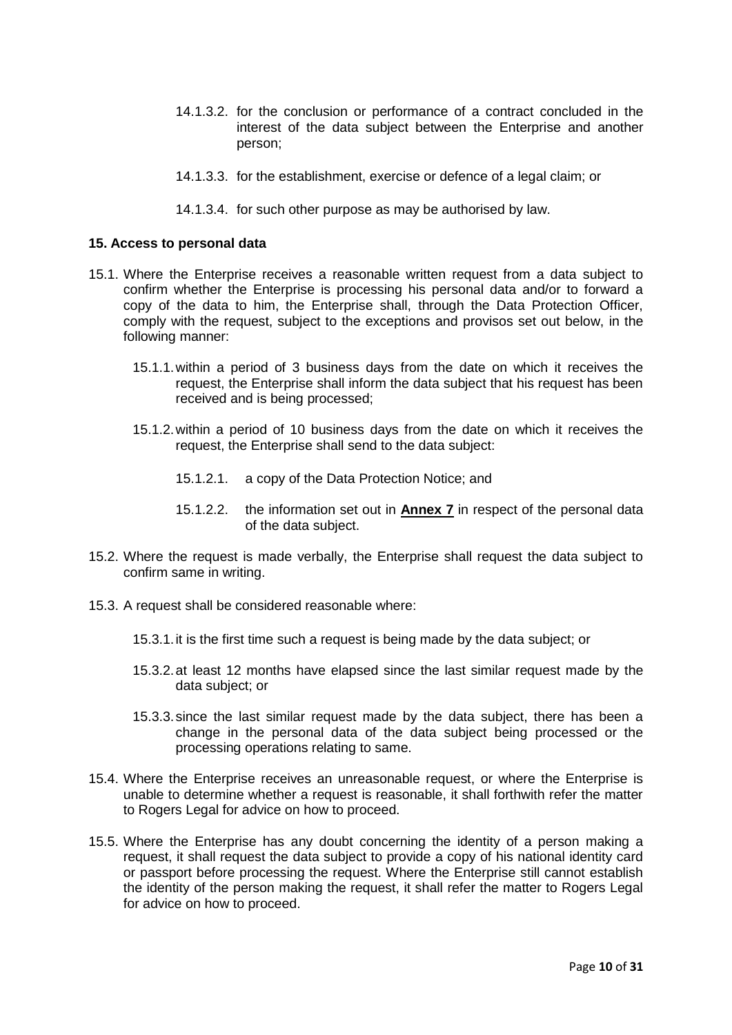14.1.3.2. for the conclusion or performance of a contract concluded in the interest of the data subject between the Enterprise and another person;

14.1.3.3. for the establishment, exercise or defence of a legal claim; or

14.1.3.4. for such other purpose as may be authorised by law.

**15. Access to personal data**

15.1. Where the Enterprise receives a reasonable written request from a data subject to confirm whether the Enterprise is processing his personal data and/or to forward a copy of the data to him, the Enterprise shall, through the Data Protection Officer, comply with the request, subject to the exceptions and provisos set out below, in the following manner:

15.1.1. within a period of 3 business days from the date on which it receives the request, the Enterprise shall inform the data subject that his request has been received and is being processed;

15.1.2. within a period of 10 business days from the date on which it receives the request, the Enterprise shall send to the data subject:

15.1.2.1. a copy of the Data Protection Notice; and

15.1.2.2. the information set out in **Annex 7** in respect of the personal data of the data subject.

15.2. Where the request is made verbally, the Enterprise shall request the data subject to confirm same in writing.

15.3. A request shall be considered reasonable where:

15.3.1. it is the first time such a request is being made by the data subject; or

15.3.2. at least 12 months have elapsed since the last similar request made by the data subject; or

15.3.3. since the last similar request made by the data subject, there has been a change in the personal data of the data subject being processed or the processing operations relating to same.

15.4. Where the Enterprise receives an unreasonable request, or where the Enterprise is unable to determine whether a request is reasonable, it shall forthwith refer the matter to Rogers Legal for advice on how to proceed.

15.5. Where the Enterprise has any doubt concerning the identity of a person making a request, it shall request the data subject to provide a copy of his national identity card or passport before processing the request. Where the Enterprise still cannot establish the identity of the person making the request, it shall refer the matter to Rogers Legal for advice on how to proceed.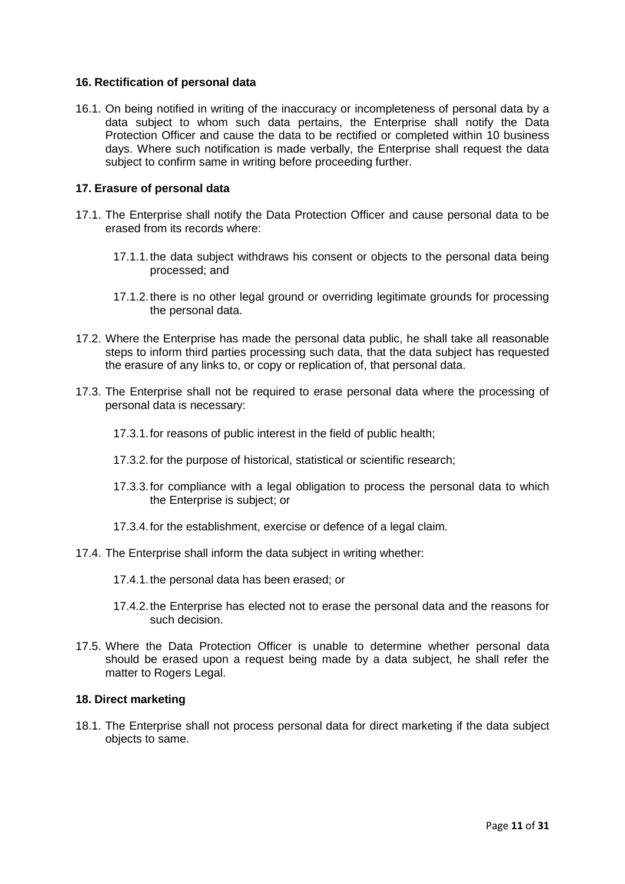## 16. Rectification of personal data

16.1. On being notified in writing of the inaccuracy or incompleteness of personal data by a data subject to whom such data pertains, the Enterprise shall notify the Data Protection Officer and cause the data to be rectified or completed within 10 business days. Where such notification is made verbally, the Enterprise shall request the data subject to confirm same in writing before proceeding further.

## 17. Erasure of personal data

17.1. The Enterprise shall notify the Data Protection Officer and cause personal data to be erased from its records where:

17.1.1. the data subject withdraws his consent or objects to the personal data being processed; and

17.1.2. there is no other legal ground or overriding legitimate grounds for processing the personal data.

17.2. Where the Enterprise has made the personal data public, he shall take all reasonable steps to inform third parties processing such data, that the data subject has requested the erasure of any links to, or copy or replication of, that personal data.

17.3. The Enterprise shall not be required to erase personal data where the processing of personal data is necessary:

17.3.1. for reasons of public interest in the field of public health;

17.3.2. for the purpose of historical, statistical or scientific research;

17.3.3. for compliance with a legal obligation to process the personal data to which the Enterprise is subject; or

17.3.4. for the establishment, exercise or defence of a legal claim.

17.4. The Enterprise shall inform the data subject in writing whether:

17.4.1. the personal data has been erased; or

17.4.2. the Enterprise has elected not to erase the personal data and the reasons for such decision.

17.5. Where the Data Protection Officer is unable to determine whether personal data should be erased upon a request being made by a data subject, he shall refer the matter to Rogers Legal.

## 18. Direct marketing

18.1. The Enterprise shall not process personal data for direct marketing if the data subject objects to same.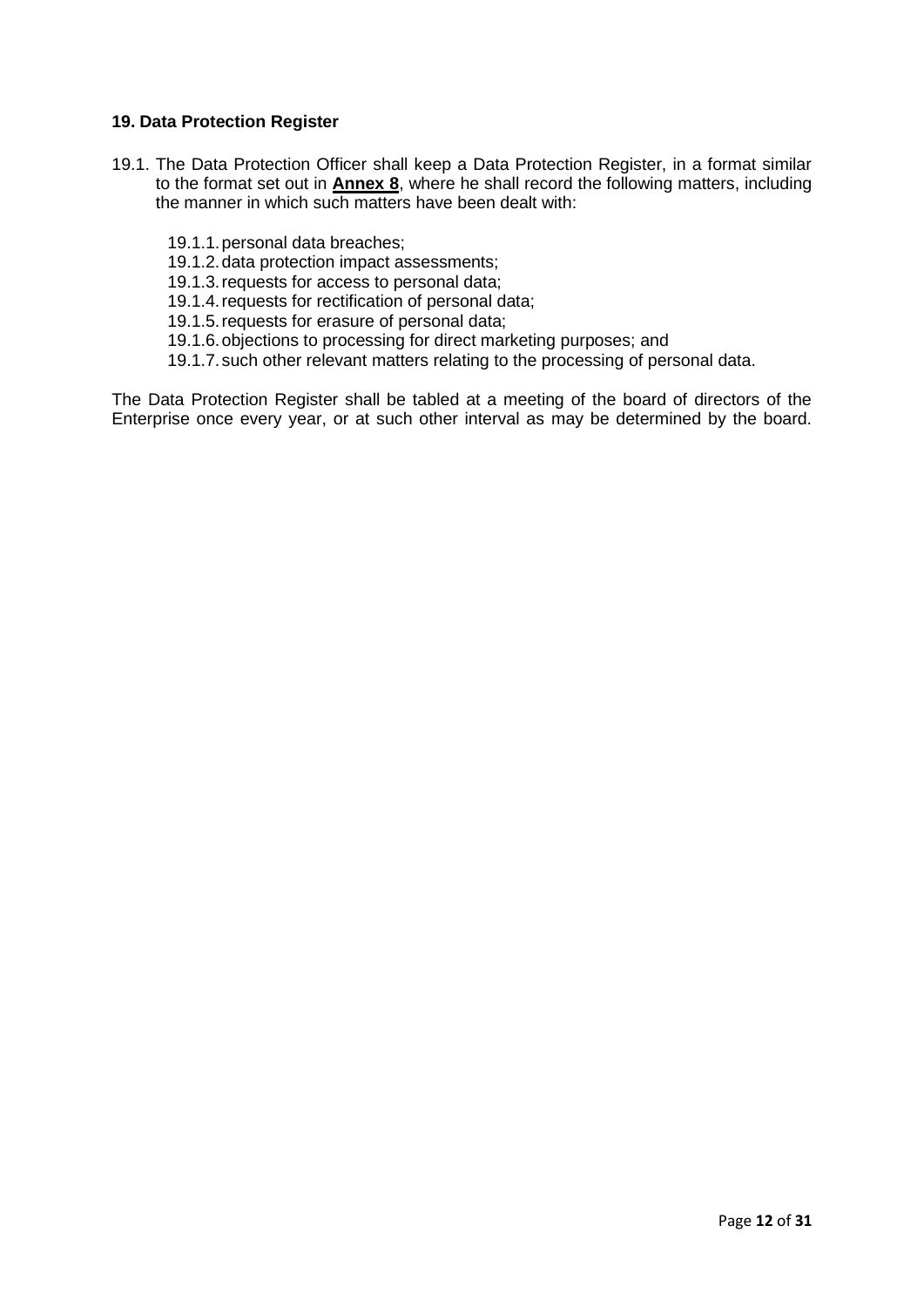## 19. Data Protection Register

19.1. The Data Protection Officer shall keep a Data Protection Register, in a format similar to the format set out in **Annex 8**, where he shall record the following matters, including the manner in which such matters have been dealt with:

- 19.1.1. personal data breaches;
- 19.1.2. data protection impact assessments;
- 19.1.3. requests for access to personal data;
- 19.1.4. requests for rectification of personal data;
- 19.1.5. requests for erasure of personal data;
- 19.1.6. objections to processing for direct marketing purposes; and
- 19.1.7. such other relevant matters relating to the processing of personal data.

The Data Protection Register shall be tabled at a meeting of the board of directors of the Enterprise once every year, or at such other interval as may be determined by the board.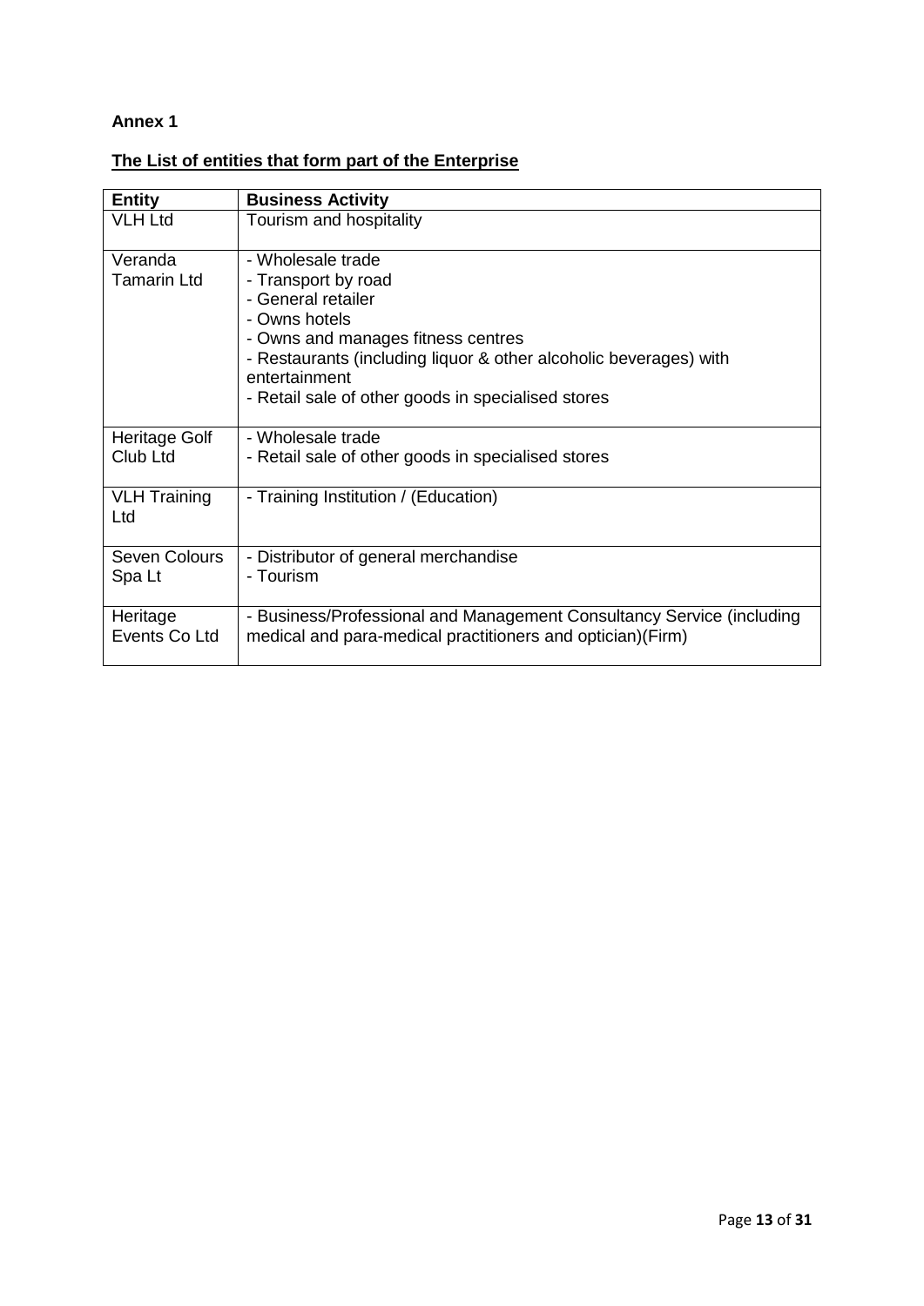**Annex 1**

**The List of entities that form part of the Enterprise**

| Entity | Business Activity |
|---|---|
| VLH Ltd | Tourism and hospitality |
| Veranda Tamarin Ltd | - Wholesale trade<br>- Transport by road<br>- General retailer<br>- Owns hotels<br>- Owns and manages fitness centres<br>- Restaurants (including liquor & other alcoholic beverages) with entertainment<br>- Retail sale of other goods in specialised stores |
| Heritage Golf Club Ltd | - Wholesale trade<br>- Retail sale of other goods in specialised stores |
| VLH Training Ltd | - Training Institution / (Education) |
| Seven Colours Spa Lt | - Distributor of general merchandise<br>- Tourism |
| Heritage Events Co Ltd | - Business/Professional and Management Consultancy Service (including medical and para-medical practitioners and optician)(Firm) |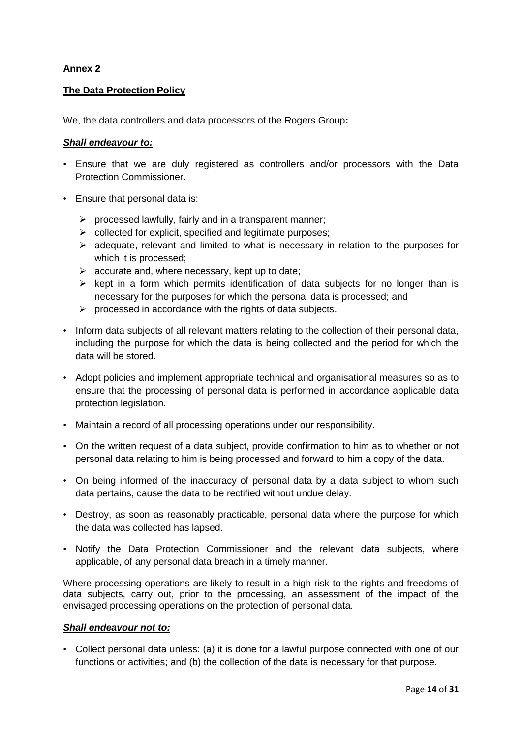**Annex 2**

**The Data Protection Policy**

We, the data controllers and data processors of the Rogers Group**:**

***Shall endeavour to:***

- Ensure that we are duly registered as controllers and/or processors with the Data Protection Commissioner.
- Ensure that personal data is:
  - processed lawfully, fairly and in a transparent manner;
  - collected for explicit, specified and legitimate purposes;
  - adequate, relevant and limited to what is necessary in relation to the purposes for which it is processed;
  - accurate and, where necessary, kept up to date;
  - kept in a form which permits identification of data subjects for no longer than is necessary for the purposes for which the personal data is processed; and
  - processed in accordance with the rights of data subjects.
- Inform data subjects of all relevant matters relating to the collection of their personal data, including the purpose for which the data is being collected and the period for which the data will be stored.
- Adopt policies and implement appropriate technical and organisational measures so as to ensure that the processing of personal data is performed in accordance applicable data protection legislation.
- Maintain a record of all processing operations under our responsibility.
- On the written request of a data subject, provide confirmation to him as to whether or not personal data relating to him is being processed and forward to him a copy of the data.
- On being informed of the inaccuracy of personal data by a data subject to whom such data pertains, cause the data to be rectified without undue delay.
- Destroy, as soon as reasonably practicable, personal data where the purpose for which the data was collected has lapsed.
- Notify the Data Protection Commissioner and the relevant data subjects, where applicable, of any personal data breach in a timely manner.

Where processing operations are likely to result in a high risk to the rights and freedoms of data subjects, carry out, prior to the processing, an assessment of the impact of the envisaged processing operations on the protection of personal data.

***Shall endeavour not to:***

- Collect personal data unless: (a) it is done for a lawful purpose connected with one of our functions or activities; and (b) the collection of the data is necessary for that purpose.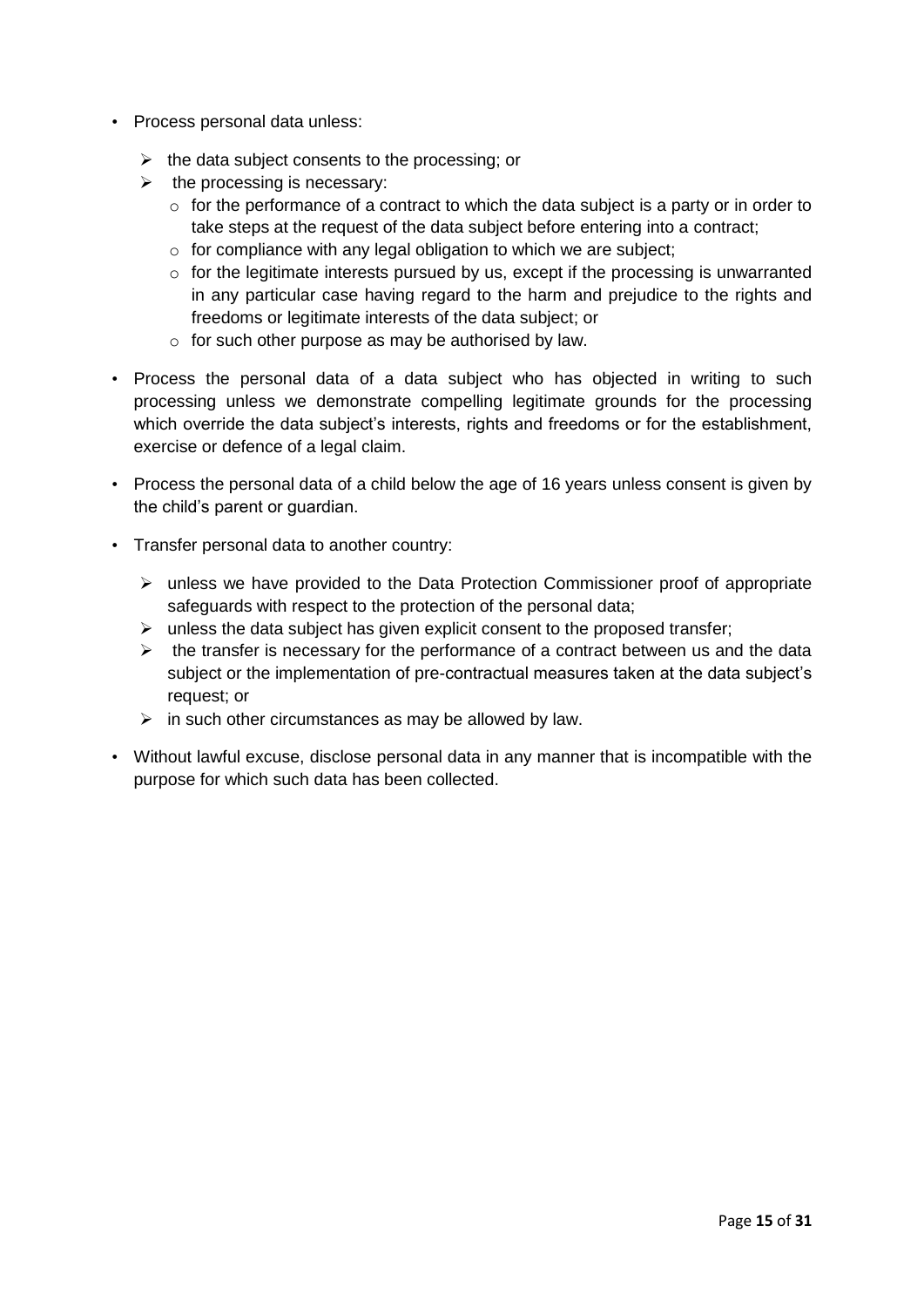- Process personal data unless:
  - the data subject consents to the processing; or
  - the processing is necessary:
    - for the performance of a contract to which the data subject is a party or in order to take steps at the request of the data subject before entering into a contract;
    - for compliance with any legal obligation to which we are subject;
    - for the legitimate interests pursued by us, except if the processing is unwarranted in any particular case having regard to the harm and prejudice to the rights and freedoms or legitimate interests of the data subject; or
    - for such other purpose as may be authorised by law.
- Process the personal data of a data subject who has objected in writing to such processing unless we demonstrate compelling legitimate grounds for the processing which override the data subject's interests, rights and freedoms or for the establishment, exercise or defence of a legal claim.
- Process the personal data of a child below the age of 16 years unless consent is given by the child's parent or guardian.
- Transfer personal data to another country:
  - unless we have provided to the Data Protection Commissioner proof of appropriate safeguards with respect to the protection of the personal data;
  - unless the data subject has given explicit consent to the proposed transfer;
  - the transfer is necessary for the performance of a contract between us and the data subject or the implementation of pre-contractual measures taken at the data subject's request; or
  - in such other circumstances as may be allowed by law.
- Without lawful excuse, disclose personal data in any manner that is incompatible with the purpose for which such data has been collected.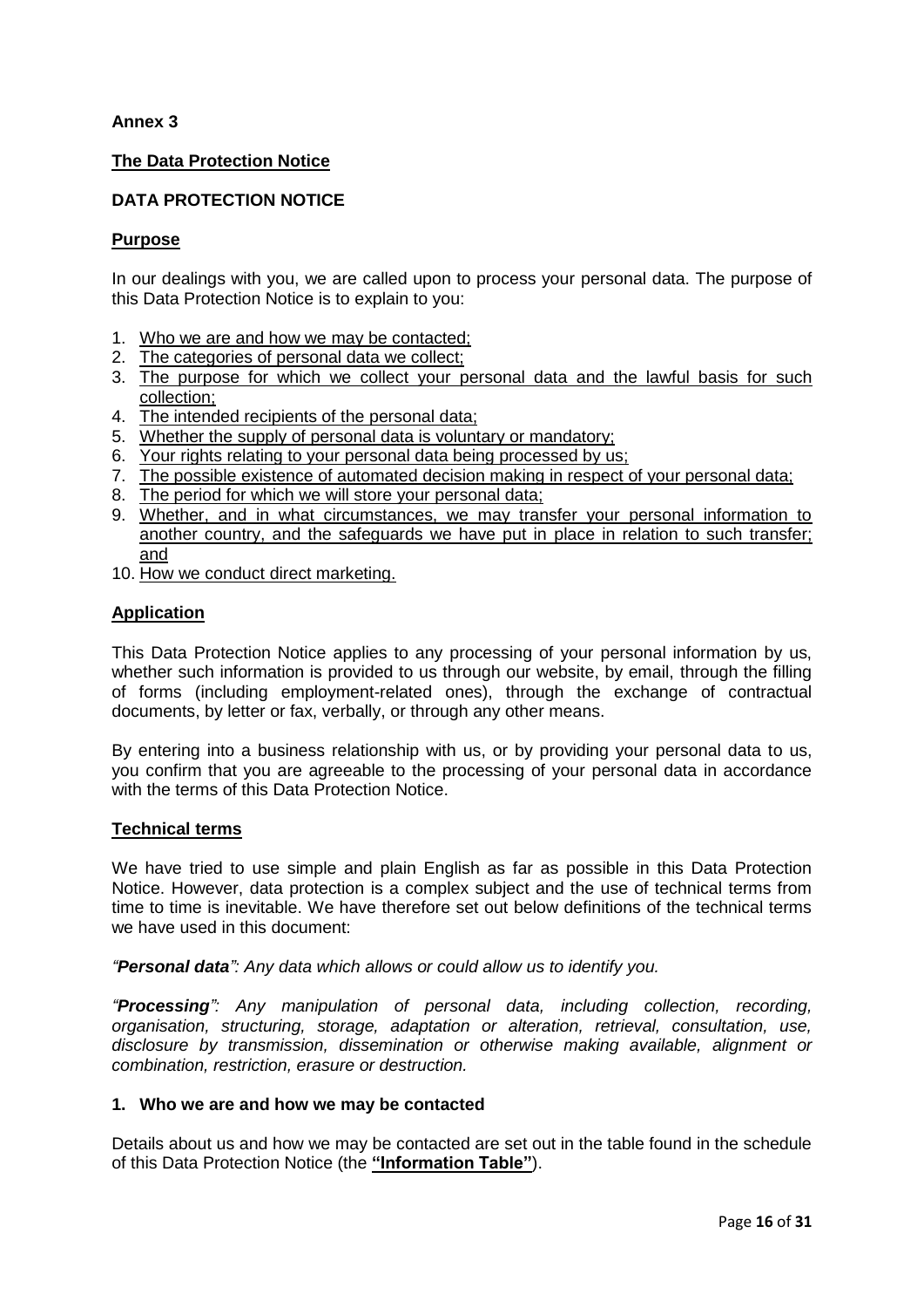**Annex 3**

**The Data Protection Notice**

**DATA PROTECTION NOTICE**

**Purpose**

In our dealings with you, we are called upon to process your personal data. The purpose of this Data Protection Notice is to explain to you:

1. Who we are and how we may be contacted;
2. The categories of personal data we collect;
3. The purpose for which we collect your personal data and the lawful basis for such collection;
4. The intended recipients of the personal data;
5. Whether the supply of personal data is voluntary or mandatory;
6. Your rights relating to your personal data being processed by us;
7. The possible existence of automated decision making in respect of your personal data;
8. The period for which we will store your personal data;
9. Whether, and in what circumstances, we may transfer your personal information to another country, and the safeguards we have put in place in relation to such transfer; and
10. How we conduct direct marketing.

**Application**

This Data Protection Notice applies to any processing of your personal information by us, whether such information is provided to us through our website, by email, through the filling of forms (including employment-related ones), through the exchange of contractual documents, by letter or fax, verbally, or through any other means.

By entering into a business relationship with us, or by providing your personal data to us, you confirm that you are agreeable to the processing of your personal data in accordance with the terms of this Data Protection Notice.

**Technical terms**

We have tried to use simple and plain English as far as possible in this Data Protection Notice. However, data protection is a complex subject and the use of technical terms from time to time is inevitable. We have therefore set out below definitions of the technical terms we have used in this document:

*"**Personal data**": Any data which allows or could allow us to identify you.*

*"**Processing**": Any manipulation of personal data, including collection, recording, organisation, structuring, storage, adaptation or alteration, retrieval, consultation, use, disclosure by transmission, dissemination or otherwise making available, alignment or combination, restriction, erasure or destruction.*

**1. Who we are and how we may be contacted**

Details about us and how we may be contacted are set out in the table found in the schedule of this Data Protection Notice (the **"Information Table"**).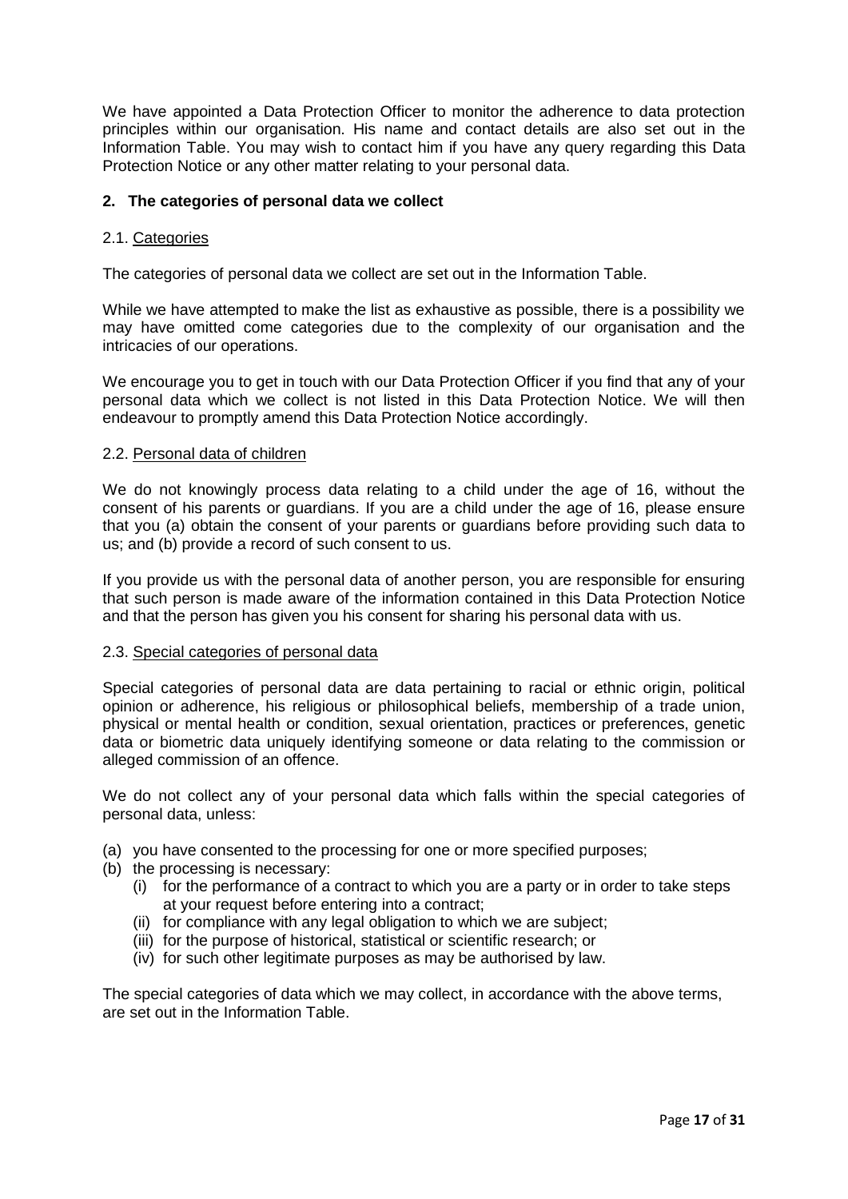We have appointed a Data Protection Officer to monitor the adherence to data protection principles within our organisation. His name and contact details are also set out in the Information Table. You may wish to contact him if you have any query regarding this Data Protection Notice or any other matter relating to your personal data.

## 2. The categories of personal data we collect

### 2.1. Categories

The categories of personal data we collect are set out in the Information Table.

While we have attempted to make the list as exhaustive as possible, there is a possibility we may have omitted come categories due to the complexity of our organisation and the intricacies of our operations.

We encourage you to get in touch with our Data Protection Officer if you find that any of your personal data which we collect is not listed in this Data Protection Notice. We will then endeavour to promptly amend this Data Protection Notice accordingly.

### 2.2. Personal data of children

We do not knowingly process data relating to a child under the age of 16, without the consent of his parents or guardians. If you are a child under the age of 16, please ensure that you (a) obtain the consent of your parents or guardians before providing such data to us; and (b) provide a record of such consent to us.

If you provide us with the personal data of another person, you are responsible for ensuring that such person is made aware of the information contained in this Data Protection Notice and that the person has given you his consent for sharing his personal data with us.

### 2.3. Special categories of personal data

Special categories of personal data are data pertaining to racial or ethnic origin, political opinion or adherence, his religious or philosophical beliefs, membership of a trade union, physical or mental health or condition, sexual orientation, practices or preferences, genetic data or biometric data uniquely identifying someone or data relating to the commission or alleged commission of an offence.

We do not collect any of your personal data which falls within the special categories of personal data, unless:

(a) you have consented to the processing for one or more specified purposes;
(b) the processing is necessary:
   (i) for the performance of a contract to which you are a party or in order to take steps at your request before entering into a contract;
   (ii) for compliance with any legal obligation to which we are subject;
   (iii) for the purpose of historical, statistical or scientific research; or
   (iv) for such other legitimate purposes as may be authorised by law.

The special categories of data which we may collect, in accordance with the above terms, are set out in the Information Table.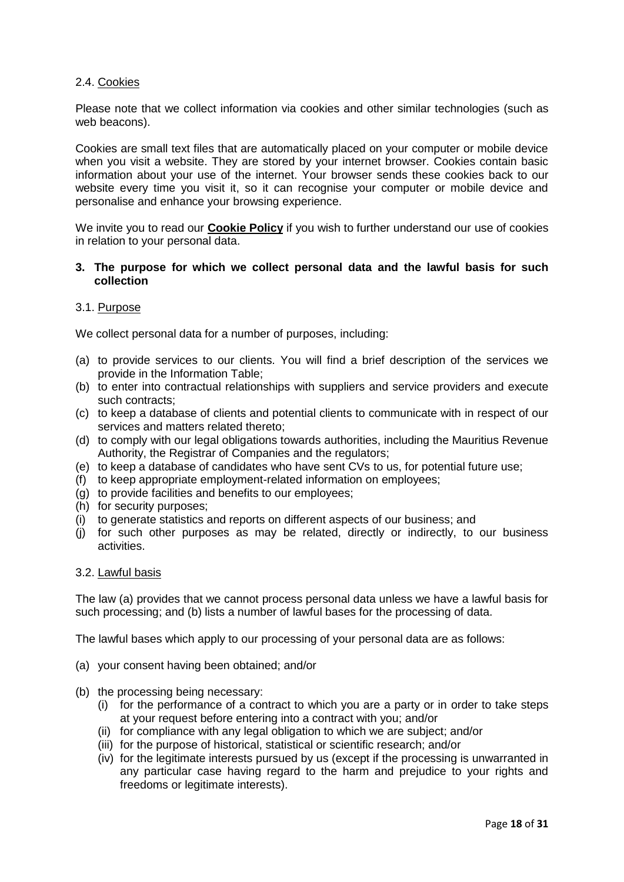2.4. <u>Cookies</u>

Please note that we collect information via cookies and other similar technologies (such as web beacons).

Cookies are small text files that are automatically placed on your computer or mobile device when you visit a website. They are stored by your internet browser. Cookies contain basic information about your use of the internet. Your browser sends these cookies back to our website every time you visit it, so it can recognise your computer or mobile device and personalise and enhance your browsing experience.

We invite you to read our **Cookie Policy** if you wish to further understand our use of cookies in relation to your personal data.

## 3. The purpose for which we collect personal data and the lawful basis for such collection

3.1. <u>Purpose</u>

We collect personal data for a number of purposes, including:

(a) to provide services to our clients. You will find a brief description of the services we provide in the Information Table;
(b) to enter into contractual relationships with suppliers and service providers and execute such contracts;
(c) to keep a database of clients and potential clients to communicate with in respect of our services and matters related thereto;
(d) to comply with our legal obligations towards authorities, including the Mauritius Revenue Authority, the Registrar of Companies and the regulators;
(e) to keep a database of candidates who have sent CVs to us, for potential future use;
(f) to keep appropriate employment-related information on employees;
(g) to provide facilities and benefits to our employees;
(h) for security purposes;
(i) to generate statistics and reports on different aspects of our business; and
(j) for such other purposes as may be related, directly or indirectly, to our business activities.

3.2. <u>Lawful basis</u>

The law (a) provides that we cannot process personal data unless we have a lawful basis for such processing; and (b) lists a number of lawful bases for the processing of data.

The lawful bases which apply to our processing of your personal data are as follows:

(a) your consent having been obtained; and/or

(b) the processing being necessary:
   (i) for the performance of a contract to which you are a party or in order to take steps at your request before entering into a contract with you; and/or
   (ii) for compliance with any legal obligation to which we are subject; and/or
   (iii) for the purpose of historical, statistical or scientific research; and/or
   (iv) for the legitimate interests pursued by us (except if the processing is unwarranted in any particular case having regard to the harm and prejudice to your rights and freedoms or legitimate interests).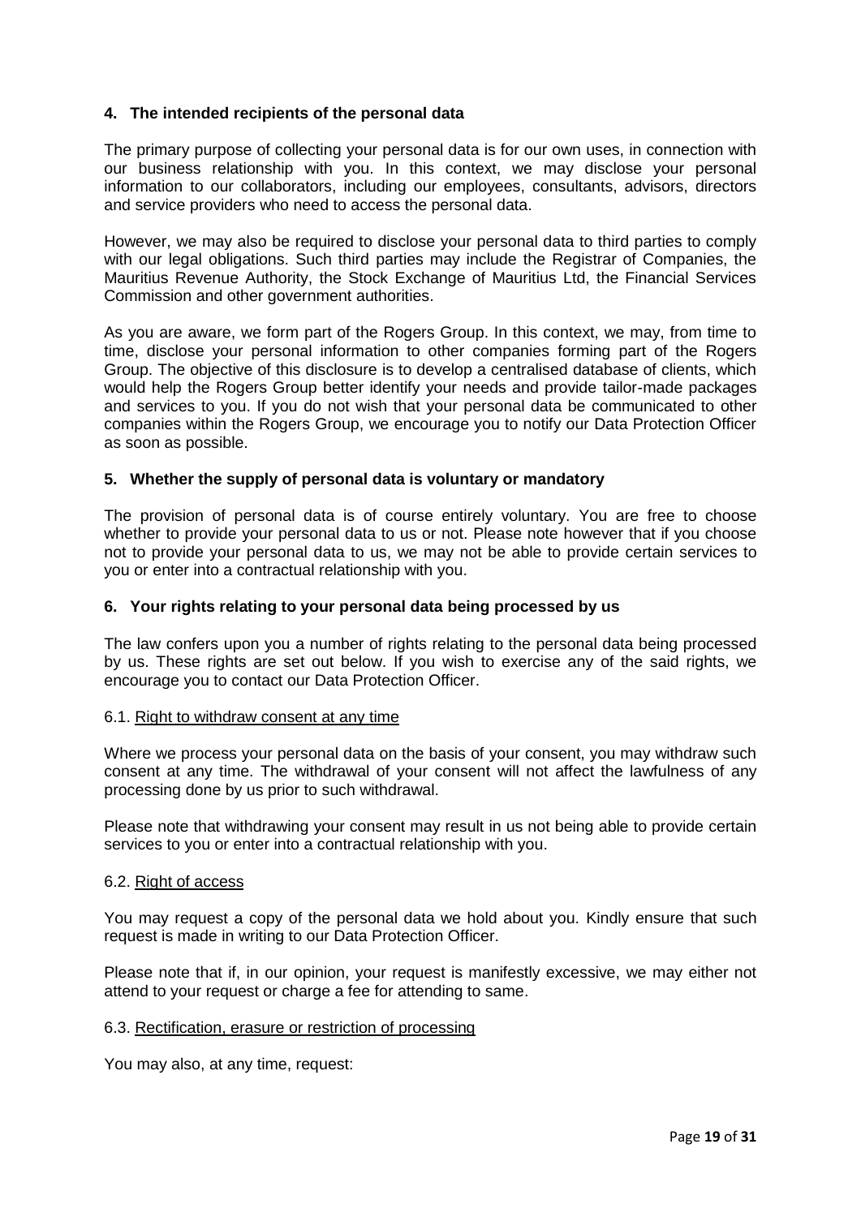## 4. The intended recipients of the personal data

The primary purpose of collecting your personal data is for our own uses, in connection with our business relationship with you. In this context, we may disclose your personal information to our collaborators, including our employees, consultants, advisors, directors and service providers who need to access the personal data.

However, we may also be required to disclose your personal data to third parties to comply with our legal obligations. Such third parties may include the Registrar of Companies, the Mauritius Revenue Authority, the Stock Exchange of Mauritius Ltd, the Financial Services Commission and other government authorities.

As you are aware, we form part of the Rogers Group. In this context, we may, from time to time, disclose your personal information to other companies forming part of the Rogers Group. The objective of this disclosure is to develop a centralised database of clients, which would help the Rogers Group better identify your needs and provide tailor-made packages and services to you. If you do not wish that your personal data be communicated to other companies within the Rogers Group, we encourage you to notify our Data Protection Officer as soon as possible.

## 5. Whether the supply of personal data is voluntary or mandatory

The provision of personal data is of course entirely voluntary. You are free to choose whether to provide your personal data to us or not. Please note however that if you choose not to provide your personal data to us, we may not be able to provide certain services to you or enter into a contractual relationship with you.

## 6. Your rights relating to your personal data being processed by us

The law confers upon you a number of rights relating to the personal data being processed by us. These rights are set out below. If you wish to exercise any of the said rights, we encourage you to contact our Data Protection Officer.

### 6.1. Right to withdraw consent at any time

Where we process your personal data on the basis of your consent, you may withdraw such consent at any time. The withdrawal of your consent will not affect the lawfulness of any processing done by us prior to such withdrawal.

Please note that withdrawing your consent may result in us not being able to provide certain services to you or enter into a contractual relationship with you.

### 6.2. Right of access

You may request a copy of the personal data we hold about you. Kindly ensure that such request is made in writing to our Data Protection Officer.

Please note that if, in our opinion, your request is manifestly excessive, we may either not attend to your request or charge a fee for attending to same.

### 6.3. Rectification, erasure or restriction of processing

You may also, at any time, request: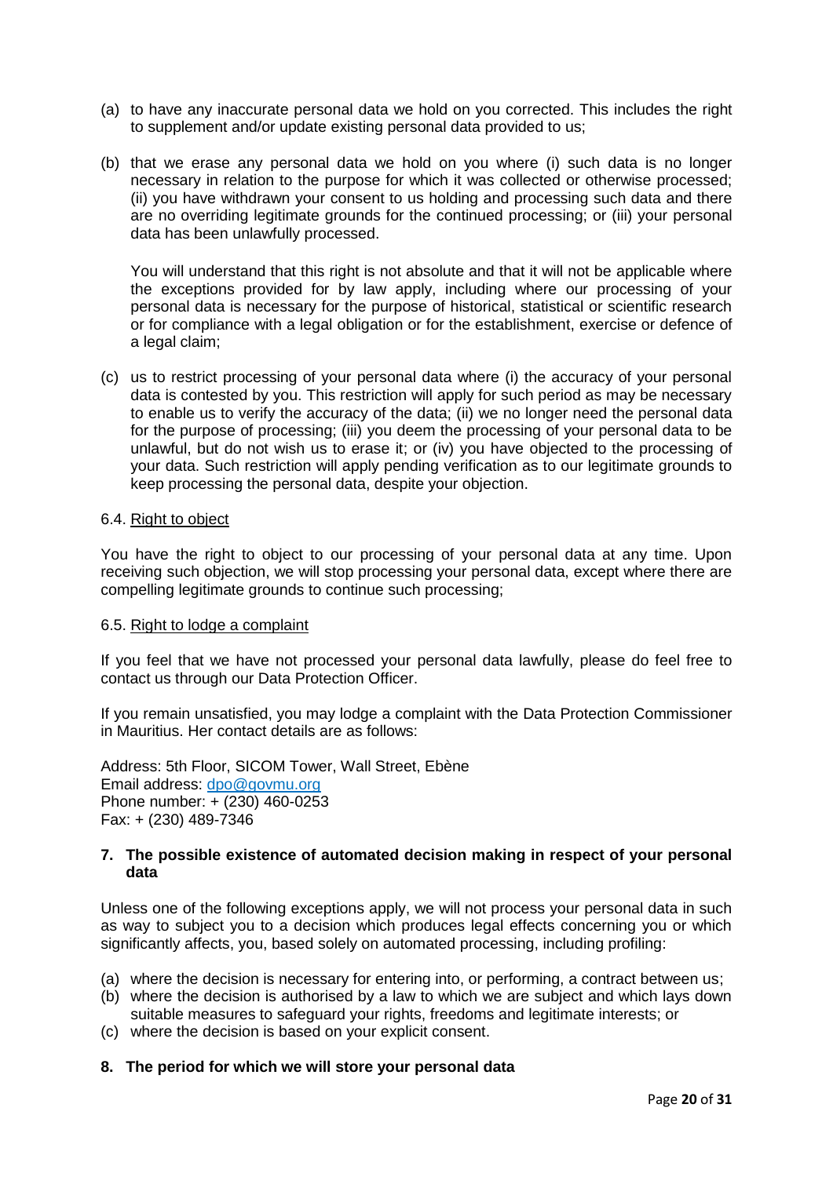(a) to have any inaccurate personal data we hold on you corrected. This includes the right to supplement and/or update existing personal data provided to us;

(b) that we erase any personal data we hold on you where (i) such data is no longer necessary in relation to the purpose for which it was collected or otherwise processed; (ii) you have withdrawn your consent to us holding and processing such data and there are no overriding legitimate grounds for the continued processing; or (iii) your personal data has been unlawfully processed.

   You will understand that this right is not absolute and that it will not be applicable where the exceptions provided for by law apply, including where our processing of your personal data is necessary for the purpose of historical, statistical or scientific research or for compliance with a legal obligation or for the establishment, exercise or defence of a legal claim;

(c) us to restrict processing of your personal data where (i) the accuracy of your personal data is contested by you. This restriction will apply for such period as may be necessary to enable us to verify the accuracy of the data; (ii) we no longer need the personal data for the purpose of processing; (iii) you deem the processing of your personal data to be unlawful, but do not wish us to erase it; or (iv) you have objected to the processing of your data. Such restriction will apply pending verification as to our legitimate grounds to keep processing the personal data, despite your objection.

6.4. <u>Right to object</u>

You have the right to object to our processing of your personal data at any time. Upon receiving such objection, we will stop processing your personal data, except where there are compelling legitimate grounds to continue such processing;

6.5. <u>Right to lodge a complaint</u>

If you feel that we have not processed your personal data lawfully, please do feel free to contact us through our Data Protection Officer.

If you remain unsatisfied, you may lodge a complaint with the Data Protection Commissioner in Mauritius. Her contact details are as follows:

Address: 5th Floor, SICOM Tower, Wall Street, Ebène
Email address: [dpo@govmu.org](mailto:dpo@govmu.org)
Phone number: + (230) 460-0253
Fax: + (230) 489-7346

## 7. The possible existence of automated decision making in respect of your personal data

Unless one of the following exceptions apply, we will not process your personal data in such as way to subject you to a decision which produces legal effects concerning you or which significantly affects, you, based solely on automated processing, including profiling:

(a) where the decision is necessary for entering into, or performing, a contract between us;
(b) where the decision is authorised by a law to which we are subject and which lays down suitable measures to safeguard your rights, freedoms and legitimate interests; or
(c) where the decision is based on your explicit consent.

## 8. The period for which we will store your personal data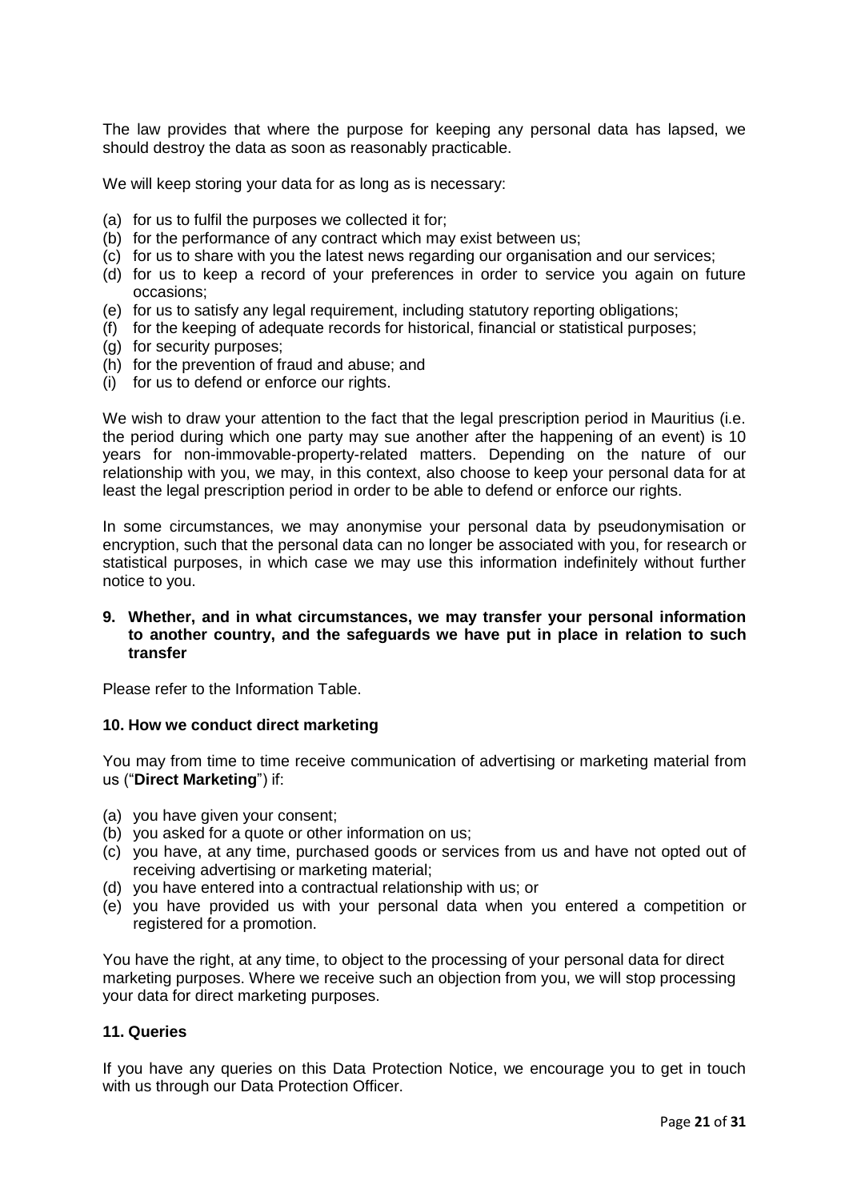The law provides that where the purpose for keeping any personal data has lapsed, we should destroy the data as soon as reasonably practicable.

We will keep storing your data for as long as is necessary:

(a) for us to fulfil the purposes we collected it for;
(b) for the performance of any contract which may exist between us;
(c) for us to share with you the latest news regarding our organisation and our services;
(d) for us to keep a record of your preferences in order to service you again on future occasions;
(e) for us to satisfy any legal requirement, including statutory reporting obligations;
(f) for the keeping of adequate records for historical, financial or statistical purposes;
(g) for security purposes;
(h) for the prevention of fraud and abuse; and
(i) for us to defend or enforce our rights.

We wish to draw your attention to the fact that the legal prescription period in Mauritius (i.e. the period during which one party may sue another after the happening of an event) is 10 years for non-immovable-property-related matters. Depending on the nature of our relationship with you, we may, in this context, also choose to keep your personal data for at least the legal prescription period in order to be able to defend or enforce our rights.

In some circumstances, we may anonymise your personal data by pseudonymisation or encryption, such that the personal data can no longer be associated with you, for research or statistical purposes, in which case we may use this information indefinitely without further notice to you.

### 9. Whether, and in what circumstances, we may transfer your personal information to another country, and the safeguards we have put in place in relation to such transfer

Please refer to the Information Table.

### 10. How we conduct direct marketing

You may from time to time receive communication of advertising or marketing material from us ("**Direct Marketing**") if:

(a) you have given your consent;
(b) you asked for a quote or other information on us;
(c) you have, at any time, purchased goods or services from us and have not opted out of receiving advertising or marketing material;
(d) you have entered into a contractual relationship with us; or
(e) you have provided us with your personal data when you entered a competition or registered for a promotion.

You have the right, at any time, to object to the processing of your personal data for direct marketing purposes. Where we receive such an objection from you, we will stop processing your data for direct marketing purposes.

### 11. Queries

If you have any queries on this Data Protection Notice, we encourage you to get in touch with us through our Data Protection Officer.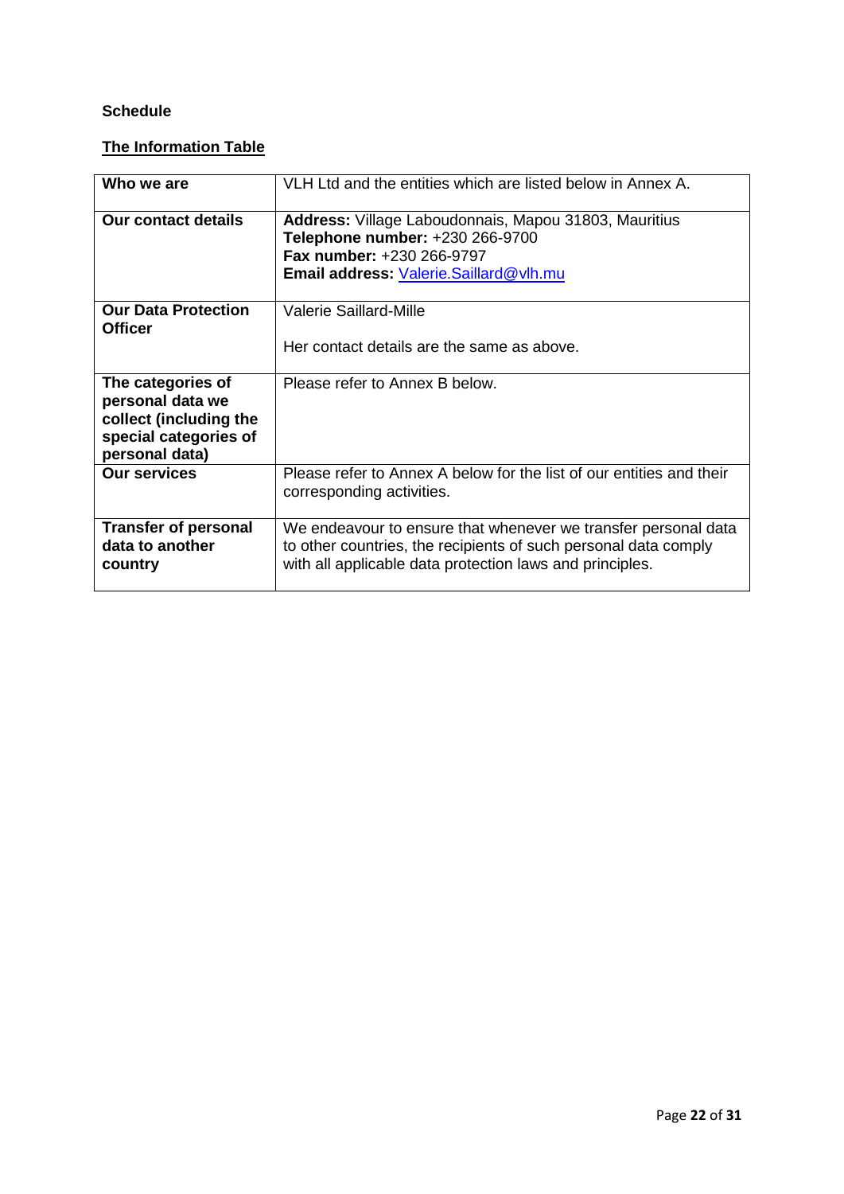**Schedule**

**The Information Table**

| Who we are | VLH Ltd and the entities which are listed below in Annex A. |
|---|---|
| **Our contact details** | **Address:** Village Laboudonnais, Mapou 31803, Mauritius<br>**Telephone number:** +230 266-9700<br>**Fax number:** +230 266-9797<br>**Email address:** Valerie.Saillard@vlh.mu |
| **Our Data Protection Officer** | Valerie Saillard-Mille<br><br>Her contact details are the same as above. |
| **The categories of personal data we collect (including the special categories of personal data)** | Please refer to Annex B below. |
| **Our services** | Please refer to Annex A below for the list of our entities and their corresponding activities. |
| **Transfer of personal data to another country** | We endeavour to ensure that whenever we transfer personal data to other countries, the recipients of such personal data comply with all applicable data protection laws and principles. |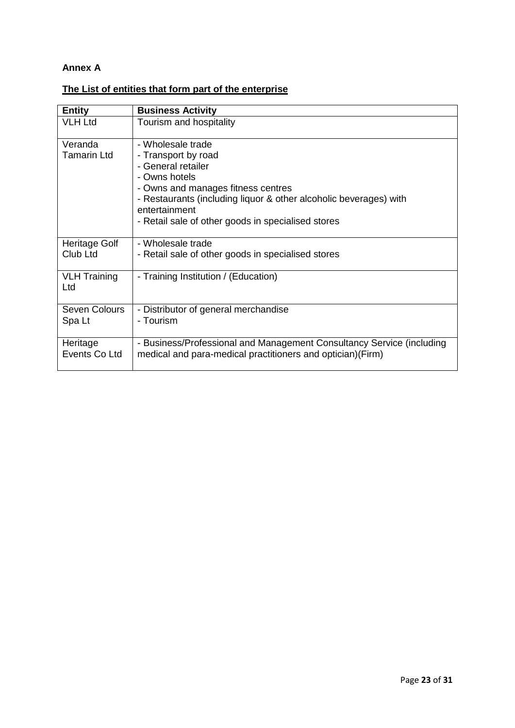**Annex A**

**The List of entities that form part of the enterprise**

| Entity | Business Activity |
|---|---|
| VLH Ltd | Tourism and hospitality |
| Veranda Tamarin Ltd | - Wholesale trade<br>- Transport by road<br>- General retailer<br>- Owns hotels<br>- Owns and manages fitness centres<br>- Restaurants (including liquor & other alcoholic beverages) with entertainment<br>- Retail sale of other goods in specialised stores |
| Heritage Golf Club Ltd | - Wholesale trade<br>- Retail sale of other goods in specialised stores |
| VLH Training Ltd | - Training Institution / (Education) |
| Seven Colours Spa Lt | - Distributor of general merchandise<br>- Tourism |
| Heritage Events Co Ltd | - Business/Professional and Management Consultancy Service (including medical and para-medical practitioners and optician)(Firm) |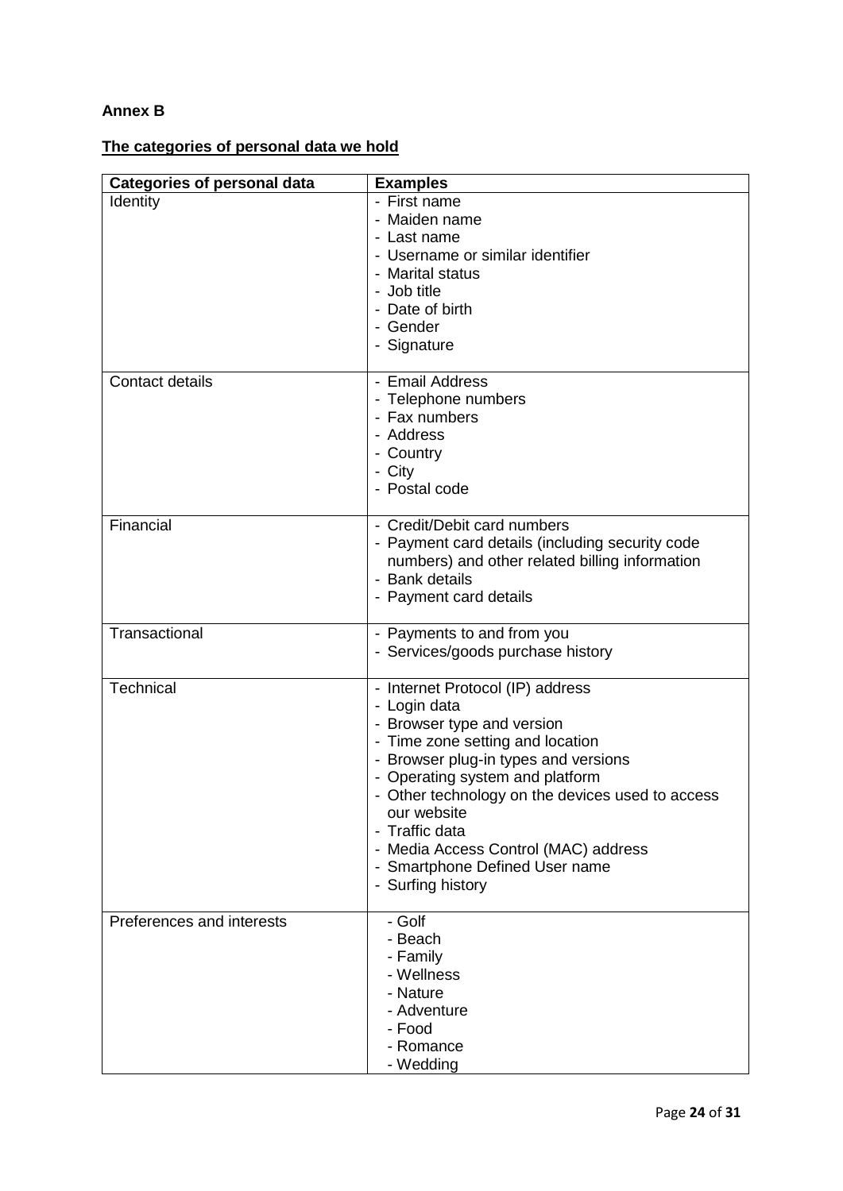**Annex B**

**The categories of personal data we hold**

| Categories of personal data | Examples |
|---|---|
| Identity | - First name<br>- Maiden name<br>- Last name<br>- Username or similar identifier<br>- Marital status<br>- Job title<br>- Date of birth<br>- Gender<br>- Signature |
| Contact details | - Email Address<br>- Telephone numbers<br>- Fax numbers<br>- Address<br>- Country<br>- City<br>- Postal code |
| Financial | - Credit/Debit card numbers<br>- Payment card details (including security code numbers) and other related billing information<br>- Bank details<br>- Payment card details |
| Transactional | - Payments to and from you<br>- Services/goods purchase history |
| Technical | - Internet Protocol (IP) address<br>- Login data<br>- Browser type and version<br>- Time zone setting and location<br>- Browser plug-in types and versions<br>- Operating system and platform<br>- Other technology on the devices used to access our website<br>- Traffic data<br>- Media Access Control (MAC) address<br>- Smartphone Defined User name<br>- Surfing history |
| Preferences and interests | - Golf<br>- Beach<br>- Family<br>- Wellness<br>- Nature<br>- Adventure<br>- Food<br>- Romance<br>- Wedding |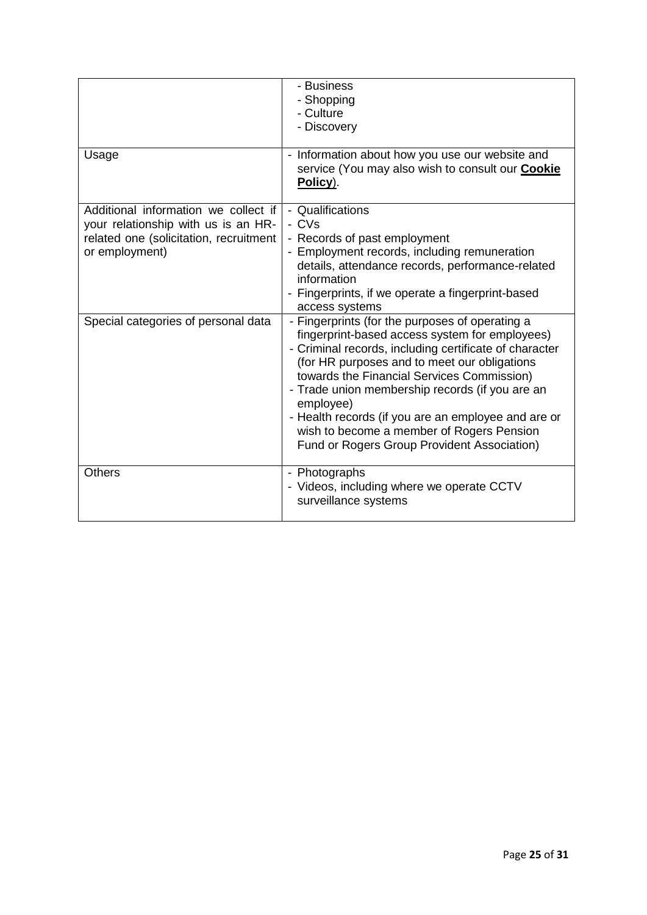|  |  |
| --- | --- |
|  | - Business<br>- Shopping<br>- Culture<br>- Discovery |
| Usage | - Information about how you use our website and service (You may also wish to consult our **Cookie Policy**). |
| Additional information we collect if your relationship with us is an HR-related one (solicitation, recruitment or employment) | - Qualifications<br>- CVs<br>- Records of past employment<br>- Employment records, including remuneration details, attendance records, performance-related information<br>- Fingerprints, if we operate a fingerprint-based access systems |
| Special categories of personal data | - Fingerprints (for the purposes of operating a fingerprint-based access system for employees)<br>- Criminal records, including certificate of character (for HR purposes and to meet our obligations towards the Financial Services Commission)<br>- Trade union membership records (if you are an employee)<br>- Health records (if you are an employee and are or wish to become a member of Rogers Pension Fund or Rogers Group Provident Association) |
| Others | - Photographs<br>- Videos, including where we operate CCTV surveillance systems |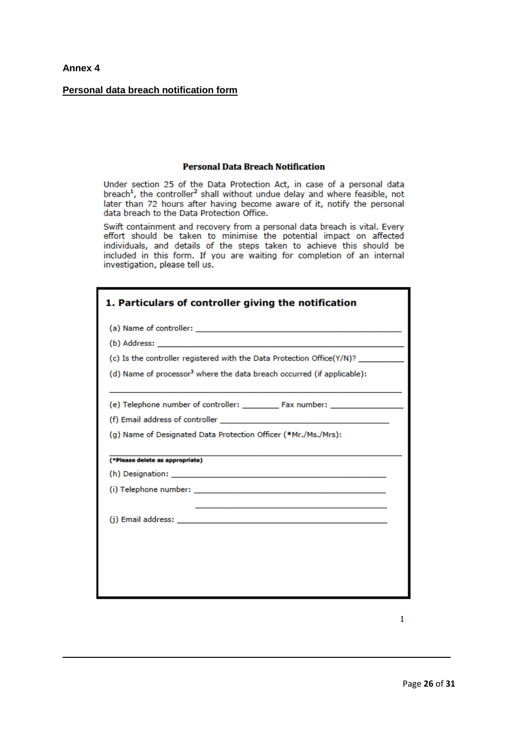**Annex 4**

**Personal data breach notification form**

### Personal Data Breach Notification

Under section 25 of the Data Protection Act, in case of a personal data breach[1], the controller[2] shall without undue delay and where feasible, not later than 72 hours after having become aware of it, notify the personal data breach to the Data Protection Office.

Swift containment and recovery from a personal data breach is vital. Every effort should be taken to minimise the potential impact on affected individuals, and details of the steps taken to achieve this should be included in this form. If you are waiting for completion of an internal investigation, please tell us.

#### 1. Particulars of controller giving the notification

(a) Name of controller: ______________________________

(b) Address: ______________________________

(c) Is the controller registered with the Data Protection Office(Y/N)? __________

(d) Name of processor[3] where the data breach occurred (if applicable):

______________________________

(e) Telephone number of controller: ________ Fax number: ______________

(f) Email address of controller ______________________________

(g) Name of Designated Data Protection Officer (*Mr./Ms./Mrs):

______________________________

**(*Please delete as appropriate)**

(h) Designation: ______________________________

(i) Telephone number: ______________________________

______________________________

(j) Email address: ______________________________

1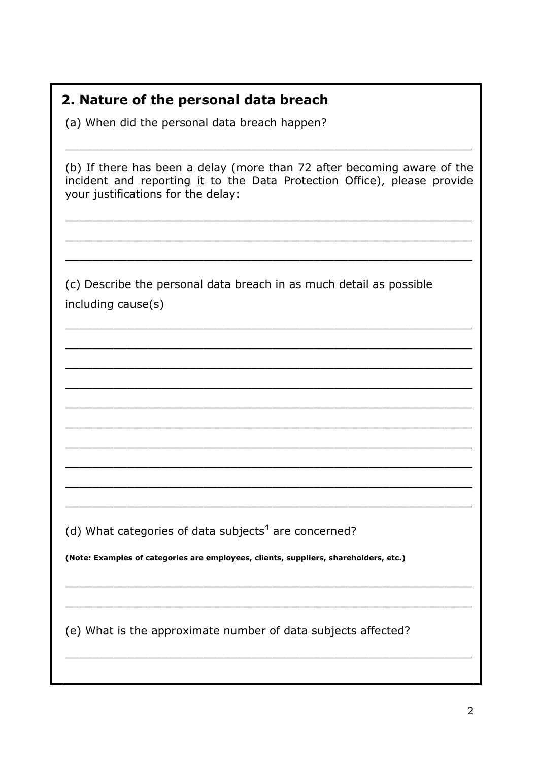## 2. Nature of the personal data breach

(a) When did the personal data breach happen?

\_\_\_\_\_\_\_\_\_\_\_\_\_\_\_\_\_\_\_\_\_\_\_\_\_\_\_\_\_\_\_\_\_\_\_\_\_\_\_\_\_\_\_\_\_\_\_\_\_\_\_\_\_\_

(b) If there has been a delay (more than 72 after becoming aware of the incident and reporting it to the Data Protection Office), please provide your justifications for the delay:

\_\_\_\_\_\_\_\_\_\_\_\_\_\_\_\_\_\_\_\_\_\_\_\_\_\_\_\_\_\_\_\_\_\_\_\_\_\_\_\_\_\_\_\_\_\_\_\_\_\_\_\_\_\_

\_\_\_\_\_\_\_\_\_\_\_\_\_\_\_\_\_\_\_\_\_\_\_\_\_\_\_\_\_\_\_\_\_\_\_\_\_\_\_\_\_\_\_\_\_\_\_\_\_\_\_\_\_\_

\_\_\_\_\_\_\_\_\_\_\_\_\_\_\_\_\_\_\_\_\_\_\_\_\_\_\_\_\_\_\_\_\_\_\_\_\_\_\_\_\_\_\_\_\_\_\_\_\_\_\_\_\_\_

(c) Describe the personal data breach in as much detail as possible including cause(s)

\_\_\_\_\_\_\_\_\_\_\_\_\_\_\_\_\_\_\_\_\_\_\_\_\_\_\_\_\_\_\_\_\_\_\_\_\_\_\_\_\_\_\_\_\_\_\_\_\_\_\_\_\_\_

\_\_\_\_\_\_\_\_\_\_\_\_\_\_\_\_\_\_\_\_\_\_\_\_\_\_\_\_\_\_\_\_\_\_\_\_\_\_\_\_\_\_\_\_\_\_\_\_\_\_\_\_\_\_

\_\_\_\_\_\_\_\_\_\_\_\_\_\_\_\_\_\_\_\_\_\_\_\_\_\_\_\_\_\_\_\_\_\_\_\_\_\_\_\_\_\_\_\_\_\_\_\_\_\_\_\_\_\_

\_\_\_\_\_\_\_\_\_\_\_\_\_\_\_\_\_\_\_\_\_\_\_\_\_\_\_\_\_\_\_\_\_\_\_\_\_\_\_\_\_\_\_\_\_\_\_\_\_\_\_\_\_\_

\_\_\_\_\_\_\_\_\_\_\_\_\_\_\_\_\_\_\_\_\_\_\_\_\_\_\_\_\_\_\_\_\_\_\_\_\_\_\_\_\_\_\_\_\_\_\_\_\_\_\_\_\_\_

\_\_\_\_\_\_\_\_\_\_\_\_\_\_\_\_\_\_\_\_\_\_\_\_\_\_\_\_\_\_\_\_\_\_\_\_\_\_\_\_\_\_\_\_\_\_\_\_\_\_\_\_\_\_

\_\_\_\_\_\_\_\_\_\_\_\_\_\_\_\_\_\_\_\_\_\_\_\_\_\_\_\_\_\_\_\_\_\_\_\_\_\_\_\_\_\_\_\_\_\_\_\_\_\_\_\_\_\_

\_\_\_\_\_\_\_\_\_\_\_\_\_\_\_\_\_\_\_\_\_\_\_\_\_\_\_\_\_\_\_\_\_\_\_\_\_\_\_\_\_\_\_\_\_\_\_\_\_\_\_\_\_\_

\_\_\_\_\_\_\_\_\_\_\_\_\_\_\_\_\_\_\_\_\_\_\_\_\_\_\_\_\_\_\_\_\_\_\_\_\_\_\_\_\_\_\_\_\_\_\_\_\_\_\_\_\_\_

\_\_\_\_\_\_\_\_\_\_\_\_\_\_\_\_\_\_\_\_\_\_\_\_\_\_\_\_\_\_\_\_\_\_\_\_\_\_\_\_\_\_\_\_\_\_\_\_\_\_\_\_\_\_

(d) What categories of data subjects[4] are concerned?

**(Note: Examples of categories are employees, clients, suppliers, shareholders, etc.)**

\_\_\_\_\_\_\_\_\_\_\_\_\_\_\_\_\_\_\_\_\_\_\_\_\_\_\_\_\_\_\_\_\_\_\_\_\_\_\_\_\_\_\_\_\_\_\_\_\_\_\_\_\_\_

\_\_\_\_\_\_\_\_\_\_\_\_\_\_\_\_\_\_\_\_\_\_\_\_\_\_\_\_\_\_\_\_\_\_\_\_\_\_\_\_\_\_\_\_\_\_\_\_\_\_\_\_\_\_

(e) What is the approximate number of data subjects affected?

\_\_\_\_\_\_\_\_\_\_\_\_\_\_\_\_\_\_\_\_\_\_\_\_\_\_\_\_\_\_\_\_\_\_\_\_\_\_\_\_\_\_\_\_\_\_\_\_\_\_\_\_\_\_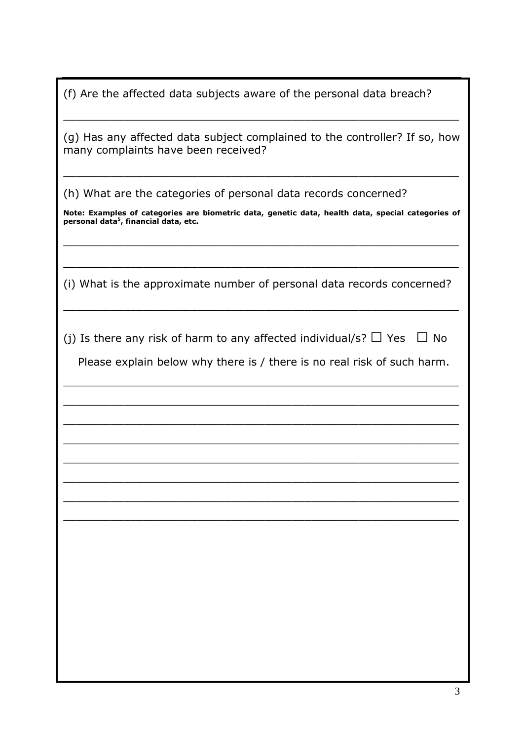(f) Are the affected data subjects aware of the personal data breach?

\_\_\_\_\_\_\_\_\_\_\_\_\_\_\_\_\_\_\_\_\_\_\_\_\_\_\_\_\_\_\_\_\_\_\_\_\_\_\_\_\_\_\_\_\_\_\_\_\_\_\_\_\_\_\_\_\_\_

(g) Has any affected data subject complained to the controller? If so, how many complaints have been received?

\_\_\_\_\_\_\_\_\_\_\_\_\_\_\_\_\_\_\_\_\_\_\_\_\_\_\_\_\_\_\_\_\_\_\_\_\_\_\_\_\_\_\_\_\_\_\_\_\_\_\_\_\_\_\_\_\_\_

(h) What are the categories of personal data records concerned?

**Note: Examples of categories are biometric data, genetic data, health data, special categories of personal data[5], financial data, etc.**

\_\_\_\_\_\_\_\_\_\_\_\_\_\_\_\_\_\_\_\_\_\_\_\_\_\_\_\_\_\_\_\_\_\_\_\_\_\_\_\_\_\_\_\_\_\_\_\_\_\_\_\_\_\_\_\_\_\_

\_\_\_\_\_\_\_\_\_\_\_\_\_\_\_\_\_\_\_\_\_\_\_\_\_\_\_\_\_\_\_\_\_\_\_\_\_\_\_\_\_\_\_\_\_\_\_\_\_\_\_\_\_\_\_\_\_\_

(i) What is the approximate number of personal data records concerned?

\_\_\_\_\_\_\_\_\_\_\_\_\_\_\_\_\_\_\_\_\_\_\_\_\_\_\_\_\_\_\_\_\_\_\_\_\_\_\_\_\_\_\_\_\_\_\_\_\_\_\_\_\_\_\_\_\_\_

(j) Is there any risk of harm to any affected individual/s? ☐ Yes ☐ No

Please explain below why there is / there is no real risk of such harm.

\_\_\_\_\_\_\_\_\_\_\_\_\_\_\_\_\_\_\_\_\_\_\_\_\_\_\_\_\_\_\_\_\_\_\_\_\_\_\_\_\_\_\_\_\_\_\_\_\_\_\_\_\_\_\_\_\_\_

\_\_\_\_\_\_\_\_\_\_\_\_\_\_\_\_\_\_\_\_\_\_\_\_\_\_\_\_\_\_\_\_\_\_\_\_\_\_\_\_\_\_\_\_\_\_\_\_\_\_\_\_\_\_\_\_\_\_

\_\_\_\_\_\_\_\_\_\_\_\_\_\_\_\_\_\_\_\_\_\_\_\_\_\_\_\_\_\_\_\_\_\_\_\_\_\_\_\_\_\_\_\_\_\_\_\_\_\_\_\_\_\_\_\_\_\_

\_\_\_\_\_\_\_\_\_\_\_\_\_\_\_\_\_\_\_\_\_\_\_\_\_\_\_\_\_\_\_\_\_\_\_\_\_\_\_\_\_\_\_\_\_\_\_\_\_\_\_\_\_\_\_\_\_\_

\_\_\_\_\_\_\_\_\_\_\_\_\_\_\_\_\_\_\_\_\_\_\_\_\_\_\_\_\_\_\_\_\_\_\_\_\_\_\_\_\_\_\_\_\_\_\_\_\_\_\_\_\_\_\_\_\_\_

\_\_\_\_\_\_\_\_\_\_\_\_\_\_\_\_\_\_\_\_\_\_\_\_\_\_\_\_\_\_\_\_\_\_\_\_\_\_\_\_\_\_\_\_\_\_\_\_\_\_\_\_\_\_\_\_\_\_

\_\_\_\_\_\_\_\_\_\_\_\_\_\_\_\_\_\_\_\_\_\_\_\_\_\_\_\_\_\_\_\_\_\_\_\_\_\_\_\_\_\_\_\_\_\_\_\_\_\_\_\_\_\_\_\_\_\_

\_\_\_\_\_\_\_\_\_\_\_\_\_\_\_\_\_\_\_\_\_\_\_\_\_\_\_\_\_\_\_\_\_\_\_\_\_\_\_\_\_\_\_\_\_\_\_\_\_\_\_\_\_\_\_\_\_\_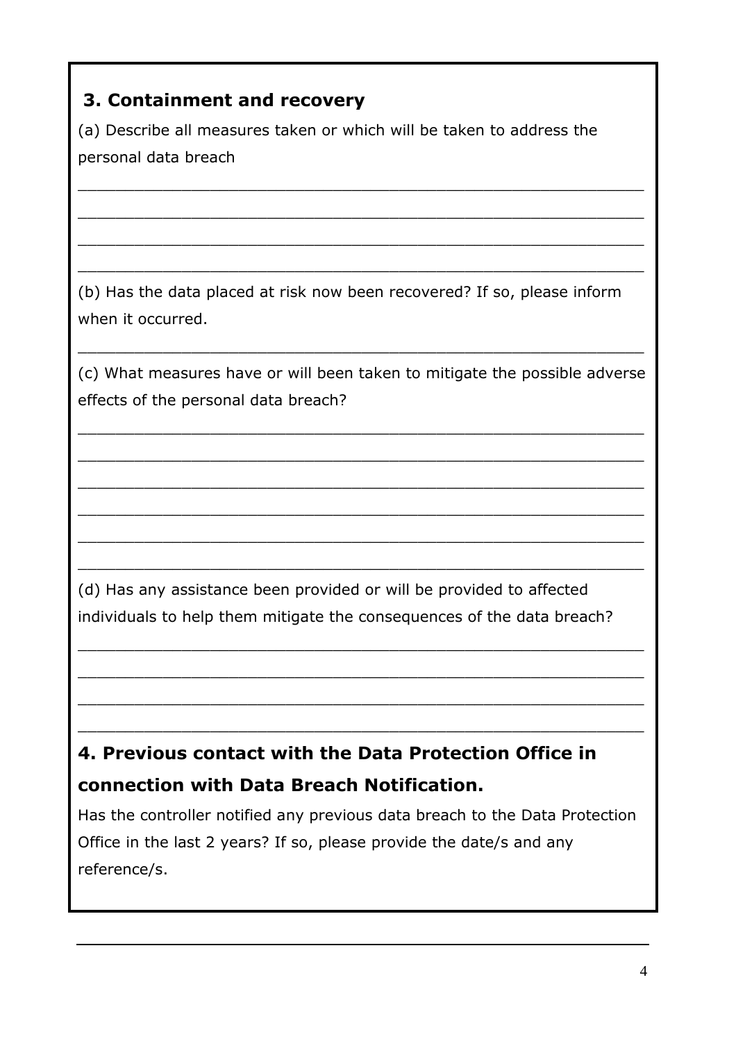## 3. Containment and recovery

(a) Describe all measures taken or which will be taken to address the personal data breach

___________________________________________________________

___________________________________________________________

___________________________________________________________

___________________________________________________________

(b) Has the data placed at risk now been recovered? If so, please inform when it occurred.

___________________________________________________________

(c) What measures have or will been taken to mitigate the possible adverse effects of the personal data breach?

___________________________________________________________

___________________________________________________________

___________________________________________________________

___________________________________________________________

___________________________________________________________

___________________________________________________________

(d) Has any assistance been provided or will be provided to affected individuals to help them mitigate the consequences of the data breach?

___________________________________________________________

___________________________________________________________

___________________________________________________________

___________________________________________________________

## 4. Previous contact with the Data Protection Office in connection with Data Breach Notification.

Has the controller notified any previous data breach to the Data Protection Office in the last 2 years? If so, please provide the date/s and any reference/s.

___________________________________________________________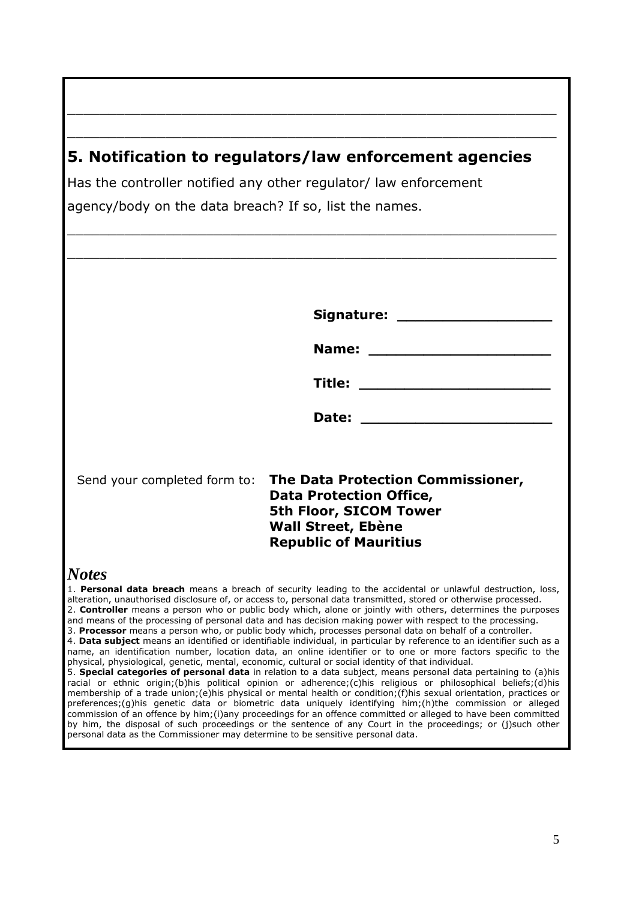\_\_\_\_\_\_\_\_\_\_\_\_\_\_\_\_\_\_\_\_\_\_\_\_\_\_\_\_\_\_\_\_\_\_\_\_\_\_\_\_\_\_\_\_\_\_\_\_\_\_\_\_\_\_\_\_\_\_

\_\_\_\_\_\_\_\_\_\_\_\_\_\_\_\_\_\_\_\_\_\_\_\_\_\_\_\_\_\_\_\_\_\_\_\_\_\_\_\_\_\_\_\_\_\_\_\_\_\_\_\_\_\_\_\_\_\_

## 5. Notification to regulators/law enforcement agencies

Has the controller notified any other regulator/ law enforcement agency/body on the data breach? If so, list the names.

\_\_\_\_\_\_\_\_\_\_\_\_\_\_\_\_\_\_\_\_\_\_\_\_\_\_\_\_\_\_\_\_\_\_\_\_\_\_\_\_\_\_\_\_\_\_\_\_\_\_\_\_\_\_\_\_\_\_

\_\_\_\_\_\_\_\_\_\_\_\_\_\_\_\_\_\_\_\_\_\_\_\_\_\_\_\_\_\_\_\_\_\_\_\_\_\_\_\_\_\_\_\_\_\_\_\_\_\_\_\_\_\_\_\_\_\_

**Signature:** \_\_\_\_\_\_\_\_\_\_\_\_\_\_\_\_\_\_

**Name:** \_\_\_\_\_\_\_\_\_\_\_\_\_\_\_\_\_\_\_\_\_

**Title:** \_\_\_\_\_\_\_\_\_\_\_\_\_\_\_\_\_\_\_\_\_\_

**Date:** \_\_\_\_\_\_\_\_\_\_\_\_\_\_\_\_\_\_\_\_\_\_

Send your completed form to: **The Data Protection Commissioner,**
**Data Protection Office,**
**5th Floor, SICOM Tower**
**Wall Street, Ebène**
**Republic of Mauritius**

### *Notes*

1. **Personal data breach** means a breach of security leading to the accidental or unlawful destruction, loss, alteration, unauthorised disclosure of, or access to, personal data transmitted, stored or otherwise processed.
2. **Controller** means a person who or public body which, alone or jointly with others, determines the purposes and means of the processing of personal data and has decision making power with respect to the processing.
3. **Processor** means a person who, or public body which, processes personal data on behalf of a controller.
4. **Data subject** means an identified or identifiable individual, in particular by reference to an identifier such as a name, an identification number, location data, an online identifier or to one or more factors specific to the physical, physiological, genetic, mental, economic, cultural or social identity of that individual.
5. **Special categories of personal data** in relation to a data subject, means personal data pertaining to (a)his racial or ethnic origin;(b)his political opinion or adherence;(c)his religious or philosophical beliefs;(d)his membership of a trade union;(e)his physical or mental health or condition;(f)his sexual orientation, practices or preferences;(g)his genetic data or biometric data uniquely identifying him;(h)the commission or alleged commission of an offence by him;(i)any proceedings for an offence committed or alleged to have been committed by him, the disposal of such proceedings or the sentence of any Court in the proceedings; or (j)such other personal data as the Commissioner may determine to be sensitive personal data.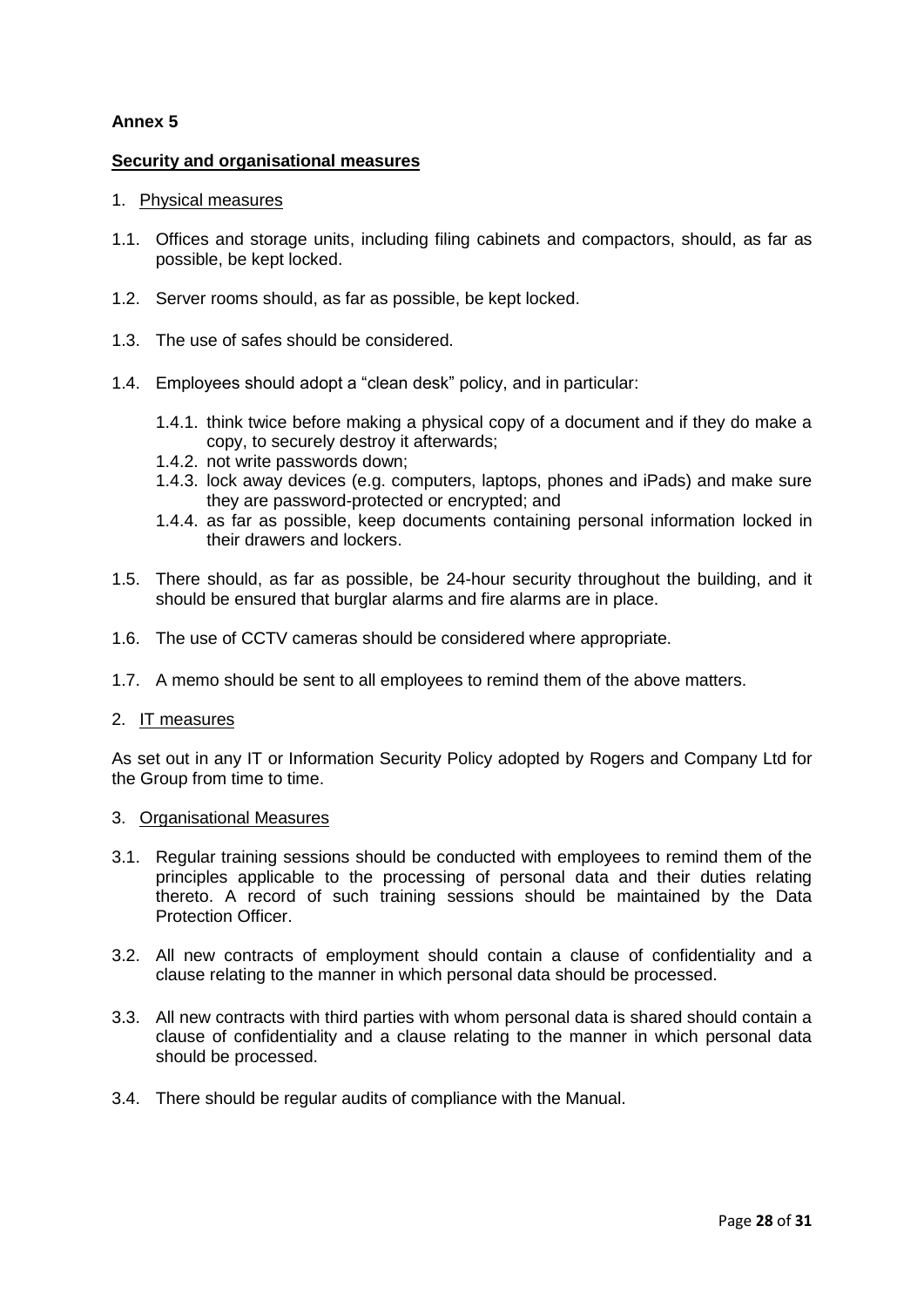**Annex 5**

**Security and organisational measures**

1. Physical measures

1.1. Offices and storage units, including filing cabinets and compactors, should, as far as possible, be kept locked.

1.2. Server rooms should, as far as possible, be kept locked.

1.3. The use of safes should be considered.

1.4. Employees should adopt a "clean desk" policy, and in particular:

  1.4.1. think twice before making a physical copy of a document and if they do make a copy, to securely destroy it afterwards;
  1.4.2. not write passwords down;
  1.4.3. lock away devices (e.g. computers, laptops, phones and iPads) and make sure they are password-protected or encrypted; and
  1.4.4. as far as possible, keep documents containing personal information locked in their drawers and lockers.

1.5. There should, as far as possible, be 24-hour security throughout the building, and it should be ensured that burglar alarms and fire alarms are in place.

1.6. The use of CCTV cameras should be considered where appropriate.

1.7. A memo should be sent to all employees to remind them of the above matters.

2. IT measures

As set out in any IT or Information Security Policy adopted by Rogers and Company Ltd for the Group from time to time.

3. Organisational Measures

3.1. Regular training sessions should be conducted with employees to remind them of the principles applicable to the processing of personal data and their duties relating thereto. A record of such training sessions should be maintained by the Data Protection Officer.

3.2. All new contracts of employment should contain a clause of confidentiality and a clause relating to the manner in which personal data should be processed.

3.3. All new contracts with third parties with whom personal data is shared should contain a clause of confidentiality and a clause relating to the manner in which personal data should be processed.

3.4. There should be regular audits of compliance with the Manual.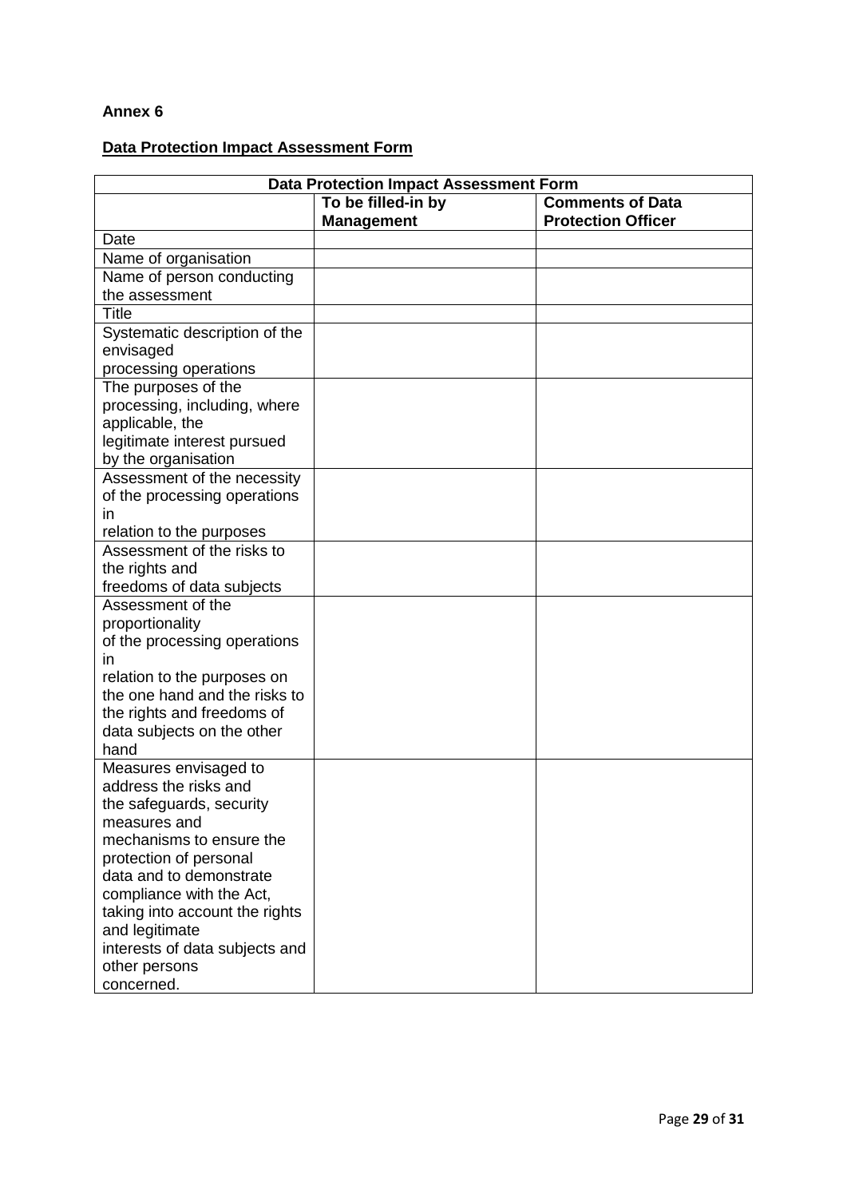**Annex 6**

**Data Protection Impact Assessment Form**

| Data Protection Impact Assessment Form | | |
|---|---|---|
| | **To be filled-in by Management** | **Comments of Data Protection Officer** |
| Date | | |
| Name of organisation | | |
| Name of person conducting the assessment | | |
| Title | | |
| Systematic description of the envisaged processing operations | | |
| The purposes of the processing, including, where applicable, the legitimate interest pursued by the organisation | | |
| Assessment of the necessity of the processing operations in relation to the purposes | | |
| Assessment of the risks to the rights and freedoms of data subjects | | |
| Assessment of the proportionality of the processing operations in relation to the purposes on the one hand and the risks to the rights and freedoms of data subjects on the other hand | | |
| Measures envisaged to address the risks and the safeguards, security measures and mechanisms to ensure the protection of personal data and to demonstrate compliance with the Act, taking into account the rights and legitimate interests of data subjects and other persons concerned. | | |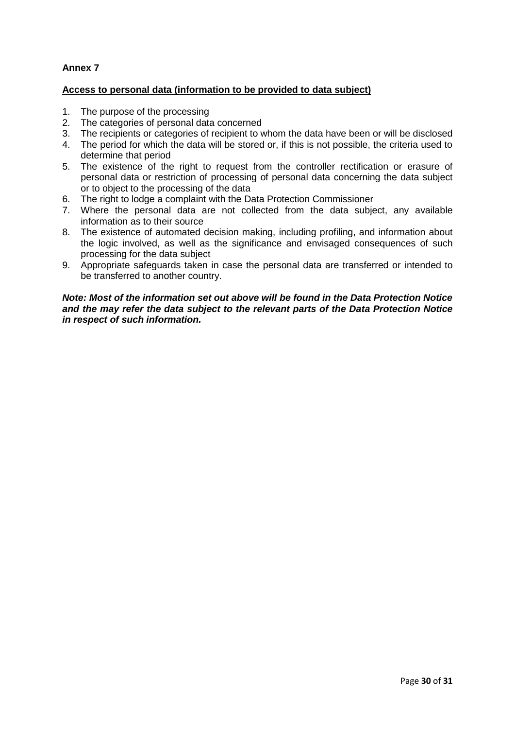**Annex 7**

**Access to personal data (information to be provided to data subject)**

1. The purpose of the processing
2. The categories of personal data concerned
3. The recipients or categories of recipient to whom the data have been or will be disclosed
4. The period for which the data will be stored or, if this is not possible, the criteria used to determine that period
5. The existence of the right to request from the controller rectification or erasure of personal data or restriction of processing of personal data concerning the data subject or to object to the processing of the data
6. The right to lodge a complaint with the Data Protection Commissioner
7. Where the personal data are not collected from the data subject, any available information as to their source
8. The existence of automated decision making, including profiling, and information about the logic involved, as well as the significance and envisaged consequences of such processing for the data subject
9. Appropriate safeguards taken in case the personal data are transferred or intended to be transferred to another country.

***Note: Most of the information set out above will be found in the Data Protection Notice and the may refer the data subject to the relevant parts of the Data Protection Notice in respect of such information.***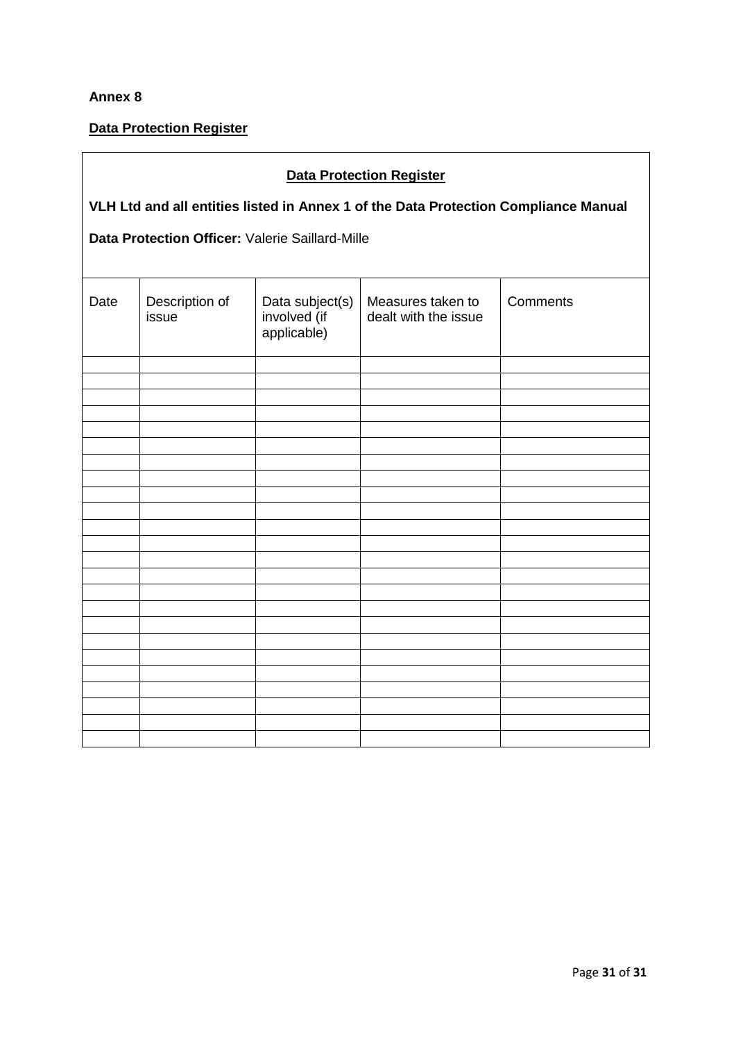**Annex 8**

**Data Protection Register**

**Data Protection Register**

**VLH Ltd and all entities listed in Annex 1 of the Data Protection Compliance Manual**

**Data Protection Officer:** Valerie Saillard-Mille

| Date | Description of issue | Data subject(s) involved (if applicable) | Measures taken to dealt with the issue | Comments |
|---|---|---|---|---|
| | | | | |
| | | | | |
| | | | | |
| | | | | |
| | | | | |
| | | | | |
| | | | | |
| | | | | |
| | | | | |
| | | | | |
| | | | | |
| | | | | |
| | | | | |
| | | | | |
| | | | | |
| | | | | |
| | | | | |
| | | | | |
| | | | | |
| | | | | |
| | | | | |
| | | | | |
| | | | | |
| | | | | |